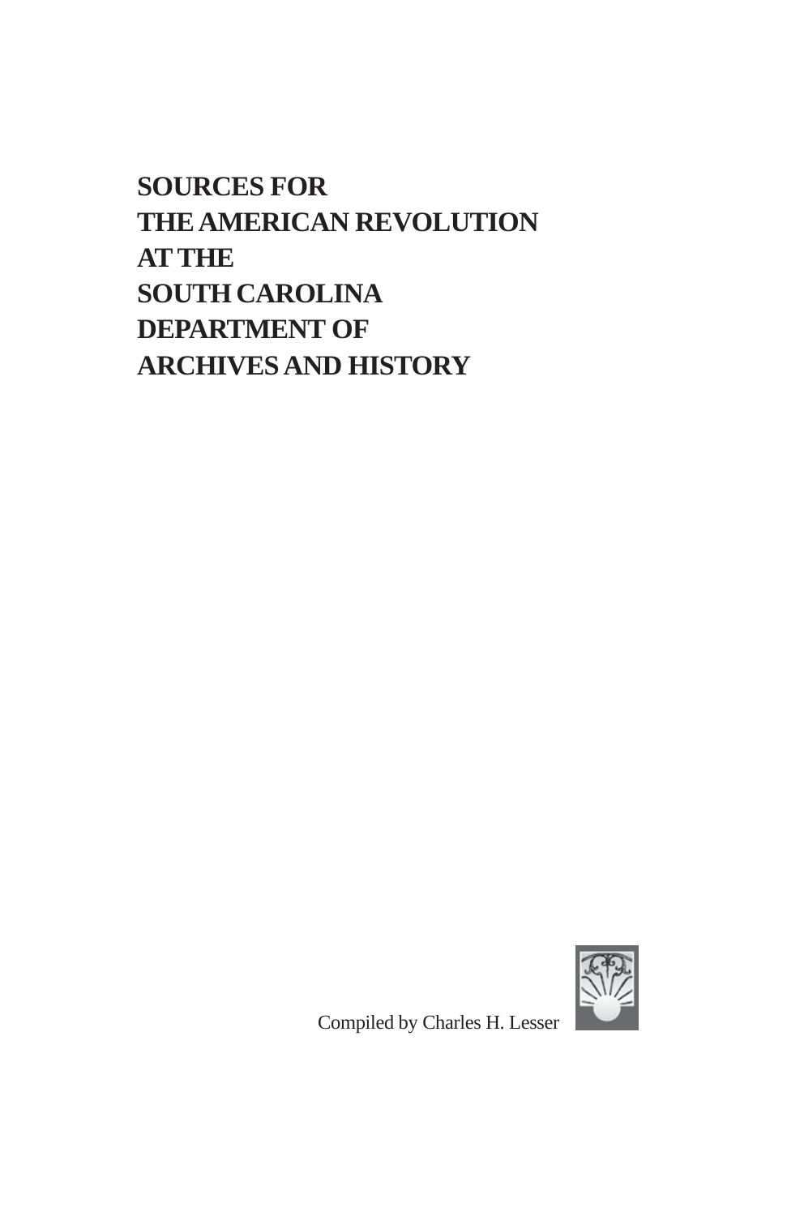# SOURCES FOR THE AMERICAN REVOLUTION AT THE SOUTH CAROLINA DEPARTMENT OF ARCHIVES AND HISTORY

Compiled by Charles H. Lesser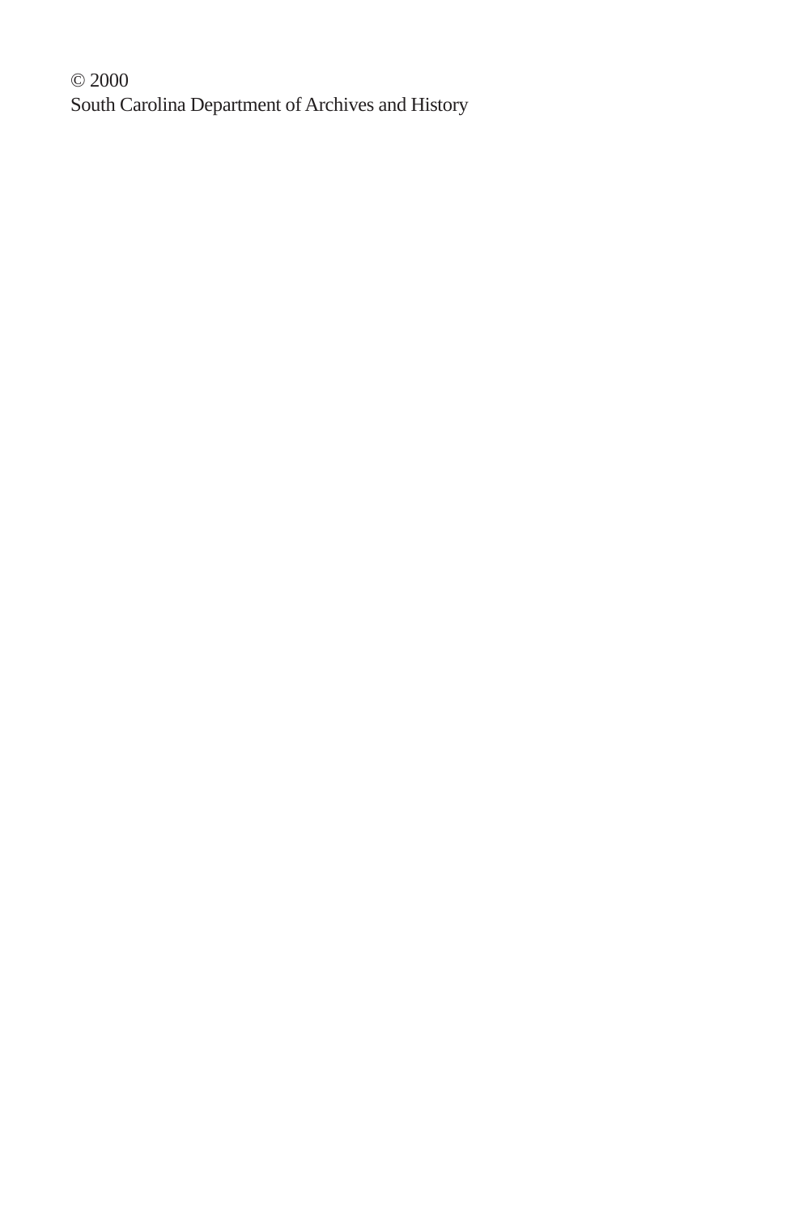© 2000
South Carolina Department of Archives and History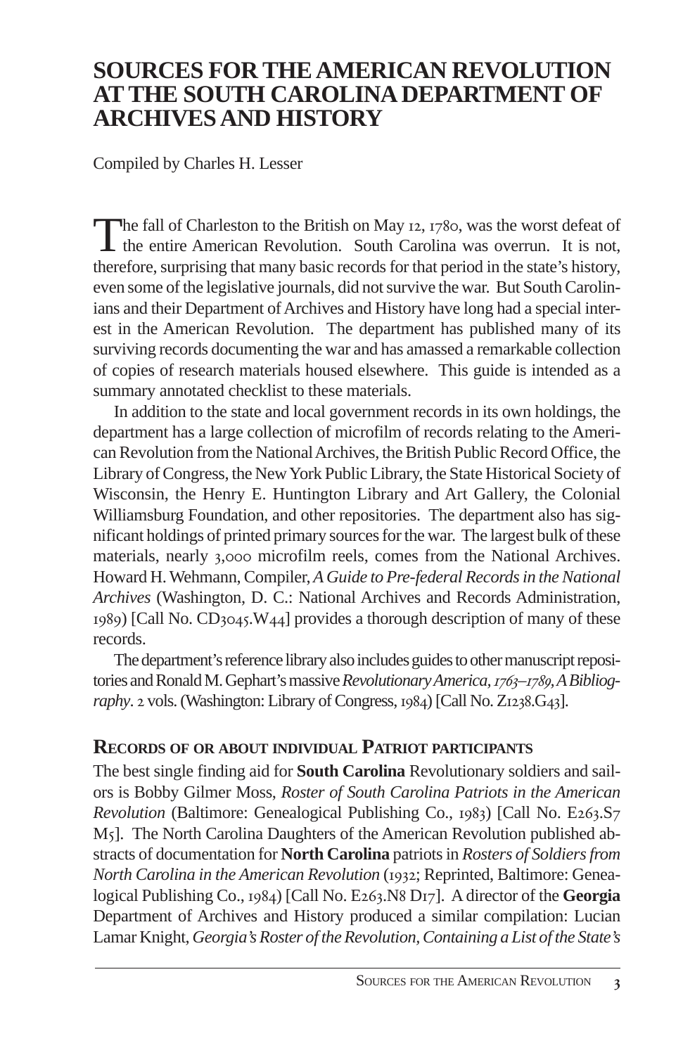# SOURCES FOR THE AMERICAN REVOLUTION AT THE SOUTH CAROLINA DEPARTMENT OF ARCHIVES AND HISTORY

Compiled by Charles H. Lesser

The fall of Charleston to the British on May 12, 1780, was the worst defeat of the entire American Revolution. South Carolina was overrun. It is not, therefore, surprising that many basic records for that period in the state's history, even some of the legislative journals, did not survive the war. But South Carolinians and their Department of Archives and History have long had a special interest in the American Revolution. The department has published many of its surviving records documenting the war and has amassed a remarkable collection of copies of research materials housed elsewhere. This guide is intended as a summary annotated checklist to these materials.

In addition to the state and local government records in its own holdings, the department has a large collection of microfilm of records relating to the American Revolution from the National Archives, the British Public Record Office, the Library of Congress, the New York Public Library, the State Historical Society of Wisconsin, the Henry E. Huntington Library and Art Gallery, the Colonial Williamsburg Foundation, and other repositories. The department also has significant holdings of printed primary sources for the war. The largest bulk of these materials, nearly 3,000 microfilm reels, comes from the National Archives. Howard H. Wehmann, Compiler, *A Guide to Pre-federal Records in the National Archives* (Washington, D. C.: National Archives and Records Administration, 1989) [Call No. CD3045.W44] provides a thorough description of many of these records.

The department's reference library also includes guides to other manuscript repositories and Ronald M. Gephart's massive *Revolutionary America, 1763–1789, A Bibliography*. 2 vols. (Washington: Library of Congress, 1984) [Call No. Z1238.G43].

## RECORDS OF OR ABOUT INDIVIDUAL PATRIOT PARTICIPANTS

The best single finding aid for **South Carolina** Revolutionary soldiers and sailors is Bobby Gilmer Moss, *Roster of South Carolina Patriots in the American Revolution* (Baltimore: Genealogical Publishing Co., 1983) [Call No. E263.S7 M5]. The North Carolina Daughters of the American Revolution published abstracts of documentation for **North Carolina** patriots in *Rosters of Soldiers from North Carolina in the American Revolution* (1932; Reprinted, Baltimore: Genealogical Publishing Co., 1984) [Call No. E263.N8 D17]. A director of the **Georgia** Department of Archives and History produced a similar compilation: Lucian Lamar Knight, *Georgia's Roster of the Revolution, Containing a List of the State's*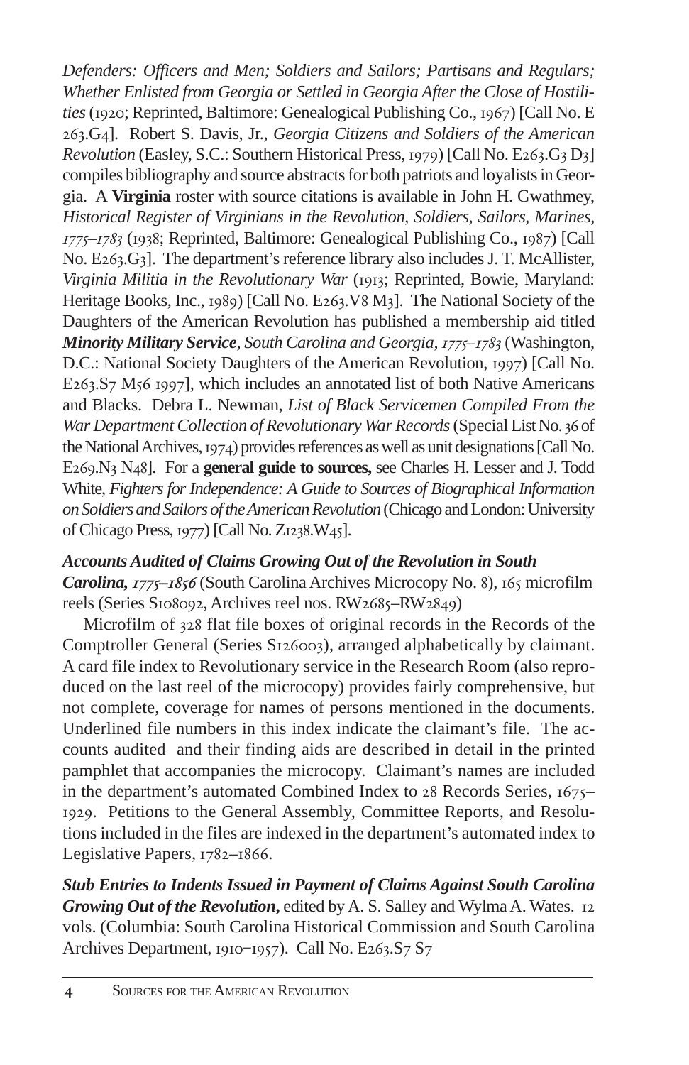*Defenders: Officers and Men; Soldiers and Sailors; Partisans and Regulars; Whether Enlisted from Georgia or Settled in Georgia After the Close of Hostilities* (1920; Reprinted, Baltimore: Genealogical Publishing Co., 1967) [Call No. E 263.G4]. Robert S. Davis, Jr., *Georgia Citizens and Soldiers of the American Revolution* (Easley, S.C.: Southern Historical Press, 1979) [Call No. E263.G3 D3] compiles bibliography and source abstracts for both patriots and loyalists in Georgia. A **Virginia** roster with source citations is available in John H. Gwathmey, *Historical Register of Virginians in the Revolution, Soldiers, Sailors, Marines, 1775–1783* (1938; Reprinted, Baltimore: Genealogical Publishing Co., 1987) [Call No. E263.G3]. The department's reference library also includes J. T. McAllister, *Virginia Militia in the Revolutionary War* (1913; Reprinted, Bowie, Maryland: Heritage Books, Inc., 1989) [Call No. E263.V8 M3]. The National Society of the Daughters of the American Revolution has published a membership aid titled ***Minority Military Service****, South Carolina and Georgia, 1775–1783* (Washington, D.C.: National Society Daughters of the American Revolution, 1997) [Call No. E263.S7 M56 1997], which includes an annotated list of both Native Americans and Blacks. Debra L. Newman, *List of Black Servicemen Compiled From the War Department Collection of Revolutionary War Records* (Special List No. 36 of the National Archives, 1974) provides references as well as unit designations [Call No. E269.N3 N48]. For a **general guide to sources,** see Charles H. Lesser and J. Todd White, *Fighters for Independence: A Guide to Sources of Biographical Information on Soldiers and Sailors of the American Revolution* (Chicago and London: University of Chicago Press, 1977) [Call No. Z1238.W45].

***Accounts Audited of Claims Growing Out of the Revolution in South Carolina, 1775–1856*** (South Carolina Archives Microcopy No. 8), 165 microfilm reels (Series S108092, Archives reel nos. RW2685–RW2849)

Microfilm of 328 flat file boxes of original records in the Records of the Comptroller General (Series S126003), arranged alphabetically by claimant. A card file index to Revolutionary service in the Research Room (also reproduced on the last reel of the microcopy) provides fairly comprehensive, but not complete, coverage for names of persons mentioned in the documents. Underlined file numbers in this index indicate the claimant's file. The accounts audited and their finding aids are described in detail in the printed pamphlet that accompanies the microcopy. Claimant's names are included in the department's automated Combined Index to 28 Records Series, 1675–1929. Petitions to the General Assembly, Committee Reports, and Resolutions included in the files are indexed in the department's automated index to Legislative Papers, 1782–1866.

***Stub Entries to Indents Issued in Payment of Claims Against South Carolina Growing Out of the Revolution,*** edited by A. S. Salley and Wylma A. Wates. 12 vols. (Columbia: South Carolina Historical Commission and South Carolina Archives Department, 1910–1957). Call No. E263.S7 S7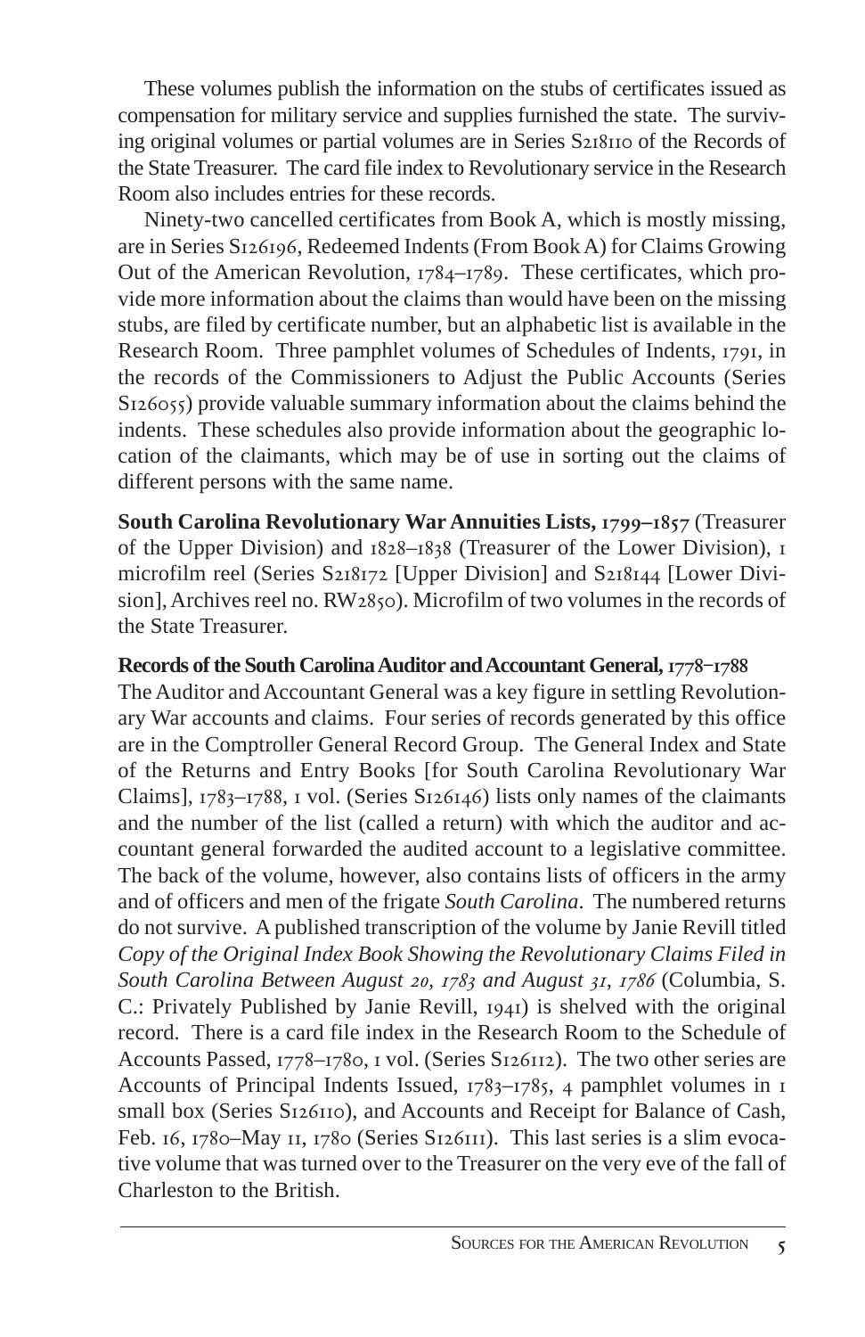These volumes publish the information on the stubs of certificates issued as compensation for military service and supplies furnished the state. The surviving original volumes or partial volumes are in Series S218110 of the Records of the State Treasurer. The card file index to Revolutionary service in the Research Room also includes entries for these records.

Ninety-two cancelled certificates from Book A, which is mostly missing, are in Series S126196, Redeemed Indents (From Book A) for Claims Growing Out of the American Revolution, 1784–1789. These certificates, which provide more information about the claims than would have been on the missing stubs, are filed by certificate number, but an alphabetic list is available in the Research Room. Three pamphlet volumes of Schedules of Indents, 1791, in the records of the Commissioners to Adjust the Public Accounts (Series S126055) provide valuable summary information about the claims behind the indents. These schedules also provide information about the geographic location of the claimants, which may be of use in sorting out the claims of different persons with the same name.

**South Carolina Revolutionary War Annuities Lists, 1799–1857** (Treasurer of the Upper Division) and 1828–1838 (Treasurer of the Lower Division), 1 microfilm reel (Series S218172 [Upper Division] and S218144 [Lower Division], Archives reel no. RW2850). Microfilm of two volumes in the records of the State Treasurer.

**Records of the South Carolina Auditor and Accountant General, 1778–1788**

The Auditor and Accountant General was a key figure in settling Revolutionary War accounts and claims. Four series of records generated by this office are in the Comptroller General Record Group. The General Index and State of the Returns and Entry Books [for South Carolina Revolutionary War Claims], 1783–1788, 1 vol. (Series S126146) lists only names of the claimants and the number of the list (called a return) with which the auditor and accountant general forwarded the audited account to a legislative committee. The back of the volume, however, also contains lists of officers in the army and of officers and men of the frigate *South Carolina*. The numbered returns do not survive. A published transcription of the volume by Janie Revill titled *Copy of the Original Index Book Showing the Revolutionary Claims Filed in South Carolina Between August 20, 1783 and August 31, 1786* (Columbia, S. C.: Privately Published by Janie Revill, 1941) is shelved with the original record. There is a card file index in the Research Room to the Schedule of Accounts Passed, 1778–1780, 1 vol. (Series S126112). The two other series are Accounts of Principal Indents Issued, 1783–1785, 4 pamphlet volumes in 1 small box (Series S126110), and Accounts and Receipt for Balance of Cash, Feb. 16, 1780–May 11, 1780 (Series S126111). This last series is a slim evocative volume that was turned over to the Treasurer on the very eve of the fall of Charleston to the British.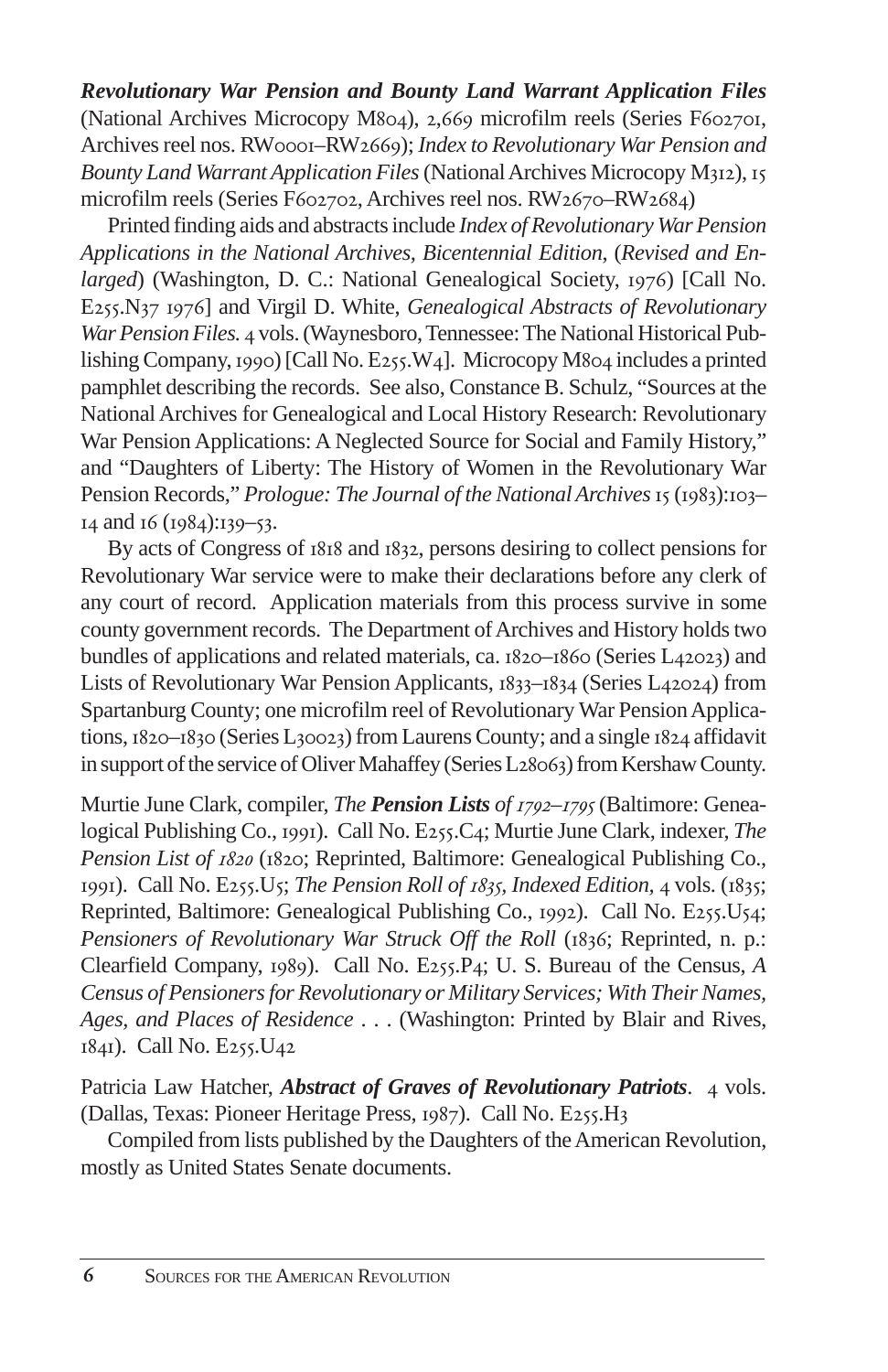***Revolutionary War Pension and Bounty Land Warrant Application Files*** (National Archives Microcopy M804), 2,669 microfilm reels (Series F602701, Archives reel nos. RW0001–RW2669); *Index to Revolutionary War Pension and Bounty Land Warrant Application Files* (National Archives Microcopy M312), 15 microfilm reels (Series F602702, Archives reel nos. RW2670–RW2684)

Printed finding aids and abstracts include *Index of Revolutionary War Pension Applications in the National Archives, Bicentennial Edition*, (*Revised and Enlarged*) (Washington, D. C.: National Genealogical Society, 1976) [Call No. E255.N37 1976] and Virgil D. White, *Genealogical Abstracts of Revolutionary War Pension Files.* 4 vols. (Waynesboro, Tennessee: The National Historical Publishing Company, 1990) [Call No. E255.W4]. Microcopy M804 includes a printed pamphlet describing the records. See also, Constance B. Schulz, "Sources at the National Archives for Genealogical and Local History Research: Revolutionary War Pension Applications: A Neglected Source for Social and Family History," and "Daughters of Liberty: The History of Women in the Revolutionary War Pension Records," *Prologue: The Journal of the National Archives* 15 (1983):103–14 and 16 (1984):139–53.

By acts of Congress of 1818 and 1832, persons desiring to collect pensions for Revolutionary War service were to make their declarations before any clerk of any court of record. Application materials from this process survive in some county government records. The Department of Archives and History holds two bundles of applications and related materials, ca. 1820–1860 (Series L42023) and Lists of Revolutionary War Pension Applicants, 1833–1834 (Series L42024) from Spartanburg County; one microfilm reel of Revolutionary War Pension Applications, 1820–1830 (Series L30023) from Laurens County; and a single 1824 affidavit in support of the service of Oliver Mahaffey (Series L28063) from Kershaw County.

Murtie June Clark, compiler, *The **Pension Lists** of 1792–1795* (Baltimore: Genealogical Publishing Co., 1991). Call No. E255.C4; Murtie June Clark, indexer, *The Pension List of 1820* (1820; Reprinted, Baltimore: Genealogical Publishing Co., 1991). Call No. E255.U5; *The Pension Roll of 1835, Indexed Edition*, 4 vols. (1835; Reprinted, Baltimore: Genealogical Publishing Co., 1992). Call No. E255.U54; *Pensioners of Revolutionary War Struck Off the Roll* (1836; Reprinted, n. p.: Clearfield Company, 1989). Call No. E255.P4; U. S. Bureau of the Census, *A Census of Pensioners for Revolutionary or Military Services; With Their Names, Ages, and Places of Residence* . . . (Washington: Printed by Blair and Rives, 1841). Call No. E255.U42

Patricia Law Hatcher, ***Abstract of Graves of Revolutionary Patriots***. 4 vols. (Dallas, Texas: Pioneer Heritage Press, 1987). Call No. E255.H3

Compiled from lists published by the Daughters of the American Revolution, mostly as United States Senate documents.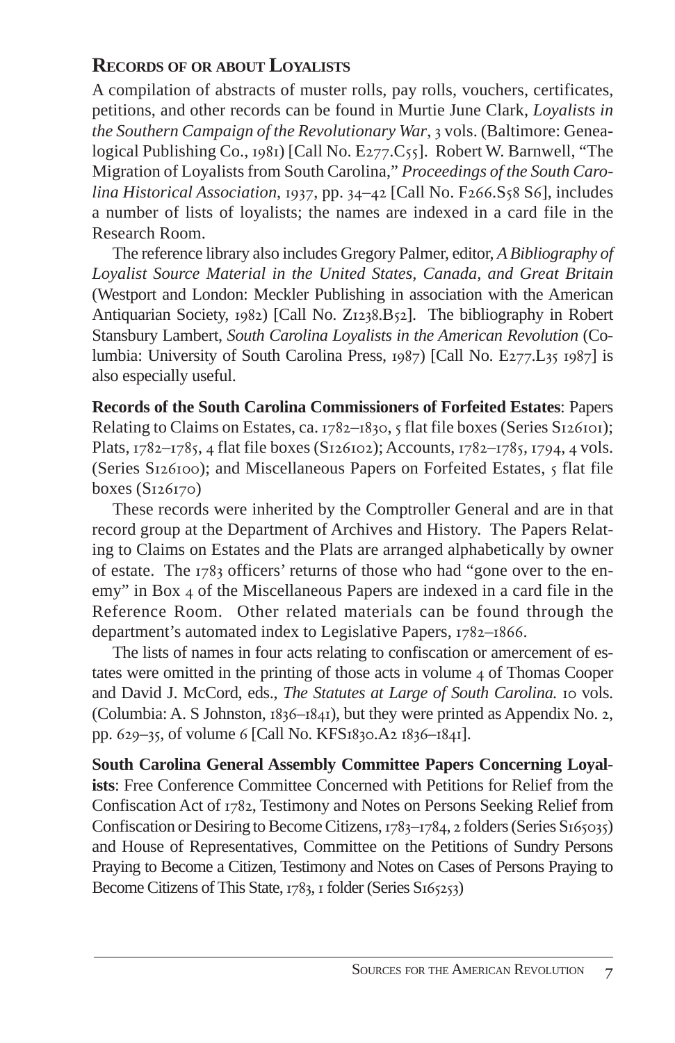## Records of or about Loyalists

A compilation of abstracts of muster rolls, pay rolls, vouchers, certificates, petitions, and other records can be found in Murtie June Clark, *Loyalists in the Southern Campaign of the Revolutionary War*, 3 vols. (Baltimore: Genealogical Publishing Co., 1981) [Call No. E277.C55]. Robert W. Barnwell, "The Migration of Loyalists from South Carolina," *Proceedings of the South Carolina Historical Association*, 1937, pp. 34–42 [Call No. F266.S58 S6], includes a number of lists of loyalists; the names are indexed in a card file in the Research Room.

The reference library also includes Gregory Palmer, editor, *A Bibliography of Loyalist Source Material in the United States, Canada, and Great Britain* (Westport and London: Meckler Publishing in association with the American Antiquarian Society, 1982) [Call No. Z1238.B52]. The bibliography in Robert Stansbury Lambert, *South Carolina Loyalists in the American Revolution* (Columbia: University of South Carolina Press, 1987) [Call No. E277.L35 1987] is also especially useful.

**Records of the South Carolina Commissioners of Forfeited Estates**: Papers Relating to Claims on Estates, ca. 1782–1830, 5 flat file boxes (Series S126101); Plats, 1782–1785, 4 flat file boxes (S126102); Accounts, 1782–1785, 1794, 4 vols. (Series S126100); and Miscellaneous Papers on Forfeited Estates, 5 flat file boxes (S126170)

These records were inherited by the Comptroller General and are in that record group at the Department of Archives and History. The Papers Relating to Claims on Estates and the Plats are arranged alphabetically by owner of estate. The 1783 officers' returns of those who had "gone over to the enemy" in Box 4 of the Miscellaneous Papers are indexed in a card file in the Reference Room. Other related materials can be found through the department's automated index to Legislative Papers, 1782–1866.

The lists of names in four acts relating to confiscation or amercement of estates were omitted in the printing of those acts in volume 4 of Thomas Cooper and David J. McCord, eds., *The Statutes at Large of South Carolina.* 10 vols. (Columbia: A. S Johnston, 1836–1841), but they were printed as Appendix No. 2, pp. 629–35, of volume 6 [Call No. KFS1830.A2 1836–1841].

**South Carolina General Assembly Committee Papers Concerning Loyalists**: Free Conference Committee Concerned with Petitions for Relief from the Confiscation Act of 1782, Testimony and Notes on Persons Seeking Relief from Confiscation or Desiring to Become Citizens, 1783–1784, 2 folders (Series S165035) and House of Representatives, Committee on the Petitions of Sundry Persons Praying to Become a Citizen, Testimony and Notes on Cases of Persons Praying to Become Citizens of This State, 1783, 1 folder (Series S165253)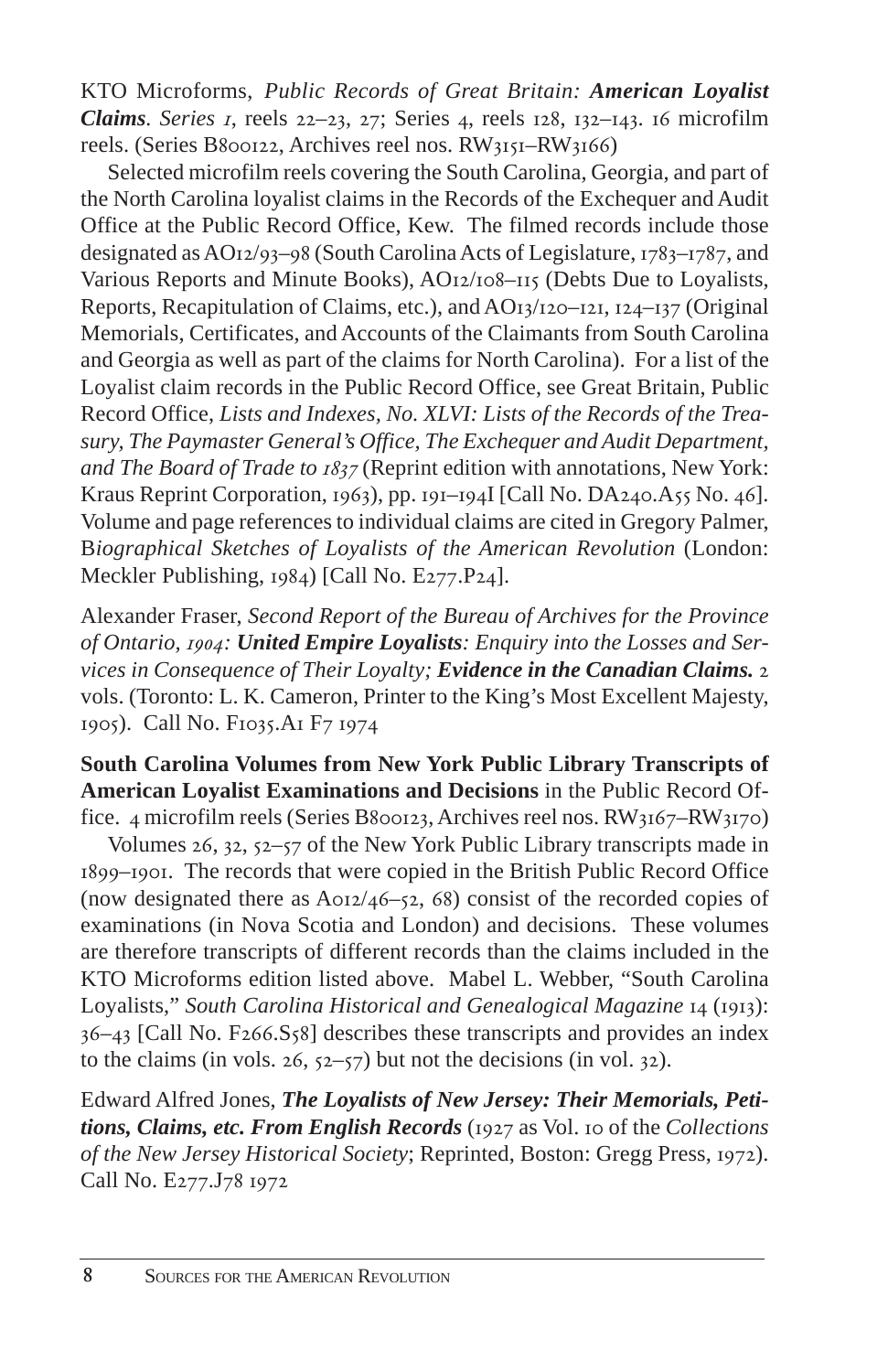KTO Microforms, *Public Records of Great Britain: **American Loyalist Claims**. Series 1*, reels 22–23, 27; Series 4, reels 128, 132–143. 16 microfilm reels. (Series B800122, Archives reel nos. RW3151–RW3166)

Selected microfilm reels covering the South Carolina, Georgia, and part of the North Carolina loyalist claims in the Records of the Exchequer and Audit Office at the Public Record Office, Kew. The filmed records include those designated as AO12/93–98 (South Carolina Acts of Legislature, 1783–1787, and Various Reports and Minute Books), AO12/108–115 (Debts Due to Loyalists, Reports, Recapitulation of Claims, etc.), and AO13/120–121, 124–137 (Original Memorials, Certificates, and Accounts of the Claimants from South Carolina and Georgia as well as part of the claims for North Carolina). For a list of the Loyalist claim records in the Public Record Office, see Great Britain, Public Record Office, *Lists and Indexes, No. XLVI: Lists of the Records of the Treasury, The Paymaster General's Office, The Exchequer and Audit Department, and The Board of Trade to 1837* (Reprint edition with annotations, New York: Kraus Reprint Corporation, 1963), pp. 191–194I [Call No. DA240.A55 No. 46]. Volume and page references to individual claims are cited in Gregory Palmer, B*iographical Sketches of Loyalists of the American Revolution* (London: Meckler Publishing, 1984) [Call No. E277.P24].

Alexander Fraser, *Second Report of the Bureau of Archives for the Province of Ontario, 1904: **United Empire Loyalists**: Enquiry into the Losses and Services in Consequence of Their Loyalty; **Evidence in the Canadian Claims.*** 2 vols. (Toronto: L. K. Cameron, Printer to the King's Most Excellent Majesty, 1905). Call No. F1035.A1 F7 1974

**South Carolina Volumes from New York Public Library Transcripts of American Loyalist Examinations and Decisions** in the Public Record Office. 4 microfilm reels (Series B800123, Archives reel nos. RW3167–RW3170)

Volumes 26, 32, 52–57 of the New York Public Library transcripts made in 1899–1901. The records that were copied in the British Public Record Office (now designated there as Ao12/46–52, 68) consist of the recorded copies of examinations (in Nova Scotia and London) and decisions. These volumes are therefore transcripts of different records than the claims included in the KTO Microforms edition listed above. Mabel L. Webber, "South Carolina Loyalists," *South Carolina Historical and Genealogical Magazine* 14 (1913): 36–43 [Call No. F266.S58] describes these transcripts and provides an index to the claims (in vols. 26, 52–57) but not the decisions (in vol. 32).

Edward Alfred Jones, ***The Loyalists of New Jersey: Their Memorials, Petitions, Claims, etc. From English Records*** (1927 as Vol. 10 of the *Collections of the New Jersey Historical Society*; Reprinted, Boston: Gregg Press, 1972). Call No. E277.J78 1972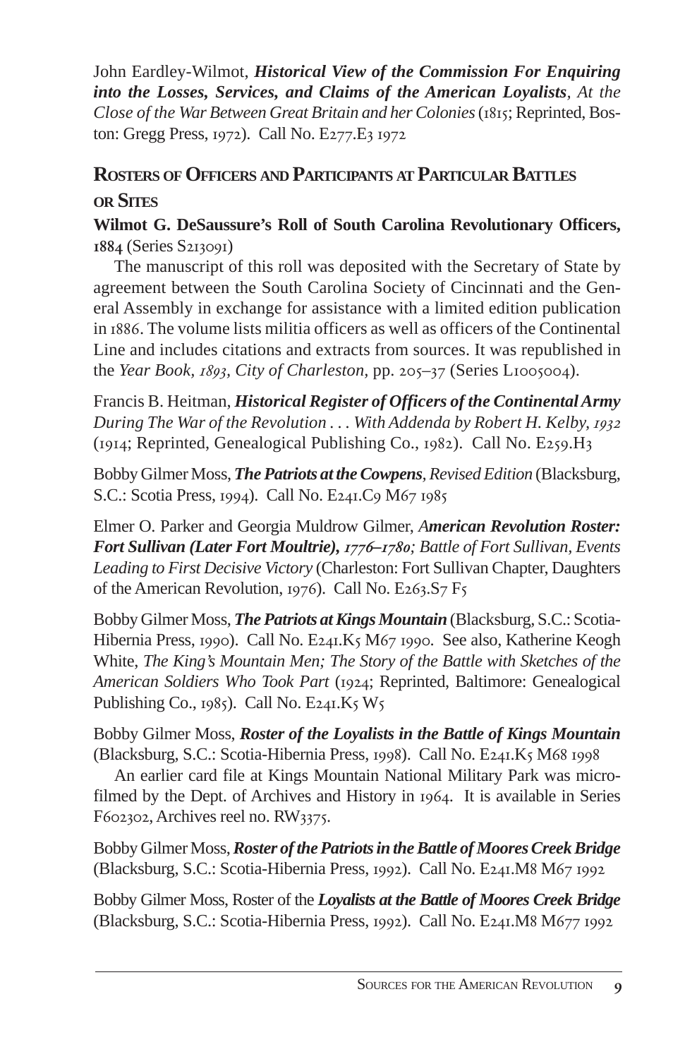John Eardley-Wilmot, ***Historical View of the Commission For Enquiring into the Losses, Services, and Claims of the American Loyalists****, At the Close of the War Between Great Britain and her Colonies* (1815; Reprinted, Boston: Gregg Press, 1972). Call No. E277.E3 1972

## Rosters of Officers and Participants at Particular Battles or Sites

**Wilmot G. DeSaussure's Roll of South Carolina Revolutionary Officers, 1884** (Series S213091)

The manuscript of this roll was deposited with the Secretary of State by agreement between the South Carolina Society of Cincinnati and the General Assembly in exchange for assistance with a limited edition publication in 1886. The volume lists militia officers as well as officers of the Continental Line and includes citations and extracts from sources. It was republished in the *Year Book, 1893, City of Charleston,* pp. 205–37 (Series L1005004).

Francis B. Heitman, ***Historical Register of Officers of the Continental Army*** *During The War of the Revolution . . . With Addenda by Robert H. Kelby, 1932* (1914; Reprinted, Genealogical Publishing Co., 1982). Call No. E259.H3

Bobby Gilmer Moss, ***The Patriots at the Cowpens****, Revised Edition* (Blacksburg, S.C.: Scotia Press, 1994). Call No. E241.C9 M67 1985

Elmer O. Parker and Georgia Muldrow Gilmer, *A**merican Revolution Roster: Fort Sullivan (Later Fort Moultrie), 1776–1780**; Battle of Fort Sullivan, Events Leading to First Decisive Victory* (Charleston: Fort Sullivan Chapter, Daughters of the American Revolution, 1976). Call No. E263.S7 F5

Bobby Gilmer Moss, ***The Patriots at Kings Mountain*** (Blacksburg, S.C.: Scotia-Hibernia Press, 1990). Call No. E241.K5 M67 1990. See also, Katherine Keogh White, *The King's Mountain Men; The Story of the Battle with Sketches of the American Soldiers Who Took Part* (1924; Reprinted, Baltimore: Genealogical Publishing Co., 1985). Call No. E241.K5 W5

Bobby Gilmer Moss, ***Roster of the Loyalists in the Battle of Kings Mountain*** (Blacksburg, S.C.: Scotia-Hibernia Press, 1998). Call No. E241.K5 M68 1998

An earlier card file at Kings Mountain National Military Park was microfilmed by the Dept. of Archives and History in 1964. It is available in Series F602302, Archives reel no. RW3375.

Bobby Gilmer Moss, ***Roster of the Patriots in the Battle of Moores Creek Bridge*** (Blacksburg, S.C.: Scotia-Hibernia Press, 1992). Call No. E241.M8 M67 1992

Bobby Gilmer Moss, Roster of the ***Loyalists at the Battle of Moores Creek Bridge*** (Blacksburg, S.C.: Scotia-Hibernia Press, 1992). Call No. E241.M8 M677 1992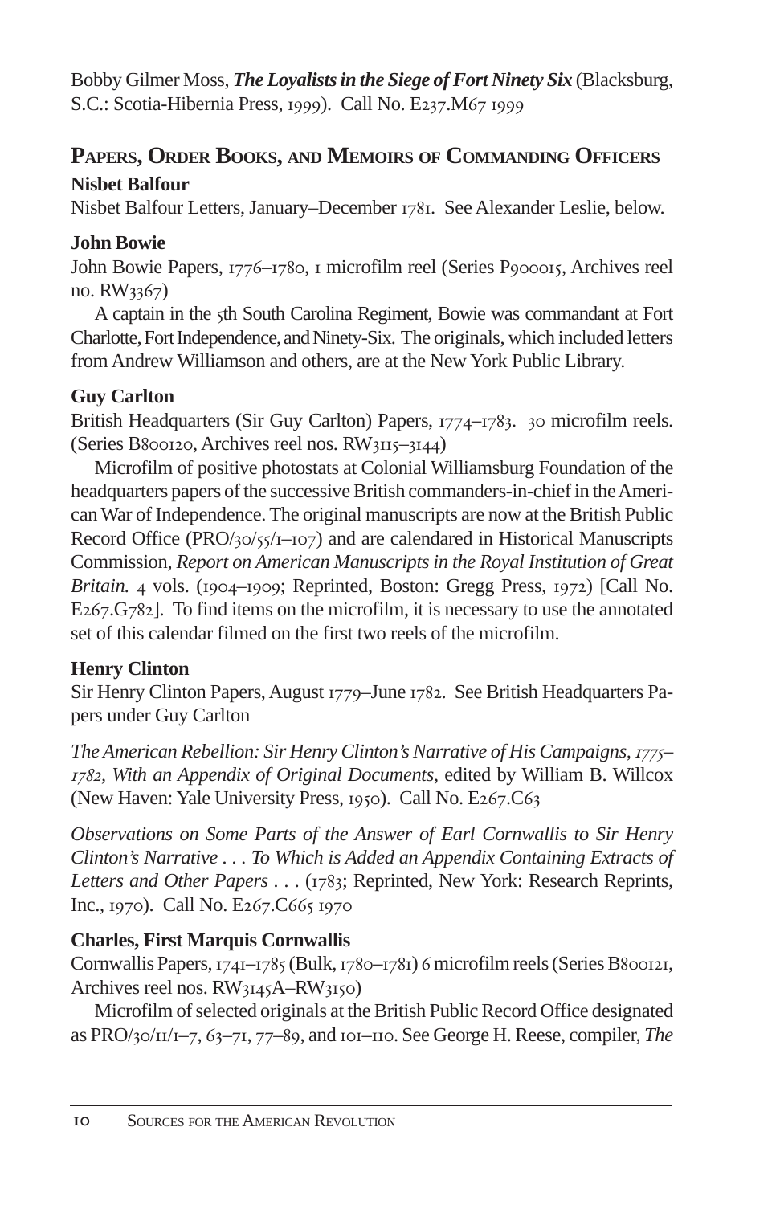Bobby Gilmer Moss, ***The Loyalists in the Siege of Fort Ninety Six*** (Blacksburg, S.C.: Scotia-Hibernia Press, 1999). Call No. E237.M67 1999

## Papers, Order Books, and Memoirs of Commanding Officers

### Nisbet Balfour

Nisbet Balfour Letters, January–December 1781. See Alexander Leslie, below.

### John Bowie

John Bowie Papers, 1776–1780, 1 microfilm reel (Series P900015, Archives reel no. RW3367)

A captain in the 5th South Carolina Regiment, Bowie was commandant at Fort Charlotte, Fort Independence, and Ninety-Six. The originals, which included letters from Andrew Williamson and others, are at the New York Public Library.

### Guy Carlton

British Headquarters (Sir Guy Carlton) Papers, 1774–1783. 30 microfilm reels. (Series B800120, Archives reel nos. RW3115–3144)

Microfilm of positive photostats at Colonial Williamsburg Foundation of the headquarters papers of the successive British commanders-in-chief in the American War of Independence. The original manuscripts are now at the British Public Record Office (PRO/30/55/1–107) and are calendared in Historical Manuscripts Commission, *Report on American Manuscripts in the Royal Institution of Great Britain.* 4 vols. (1904–1909; Reprinted, Boston: Gregg Press, 1972) [Call No. E267.G782]. To find items on the microfilm, it is necessary to use the annotated set of this calendar filmed on the first two reels of the microfilm.

### Henry Clinton

Sir Henry Clinton Papers, August 1779–June 1782. See British Headquarters Papers under Guy Carlton

*The American Rebellion: Sir Henry Clinton's Narrative of His Campaigns, 1775–1782, With an Appendix of Original Documents*, edited by William B. Willcox (New Haven: Yale University Press, 1950). Call No. E267.C63

*Observations on Some Parts of the Answer of Earl Cornwallis to Sir Henry Clinton's Narrative . . . To Which is Added an Appendix Containing Extracts of Letters and Other Papers* . . . (1783; Reprinted, New York: Research Reprints, Inc., 1970). Call No. E267.C665 1970

### Charles, First Marquis Cornwallis

Cornwallis Papers, 1741–1785 (Bulk, 1780–1781) 6 microfilm reels (Series B800121, Archives reel nos. RW3145A–RW3150)

Microfilm of selected originals at the British Public Record Office designated as PRO/30/11/1–7, 63–71, 77–89, and 101–110. See George H. Reese, compiler, *The*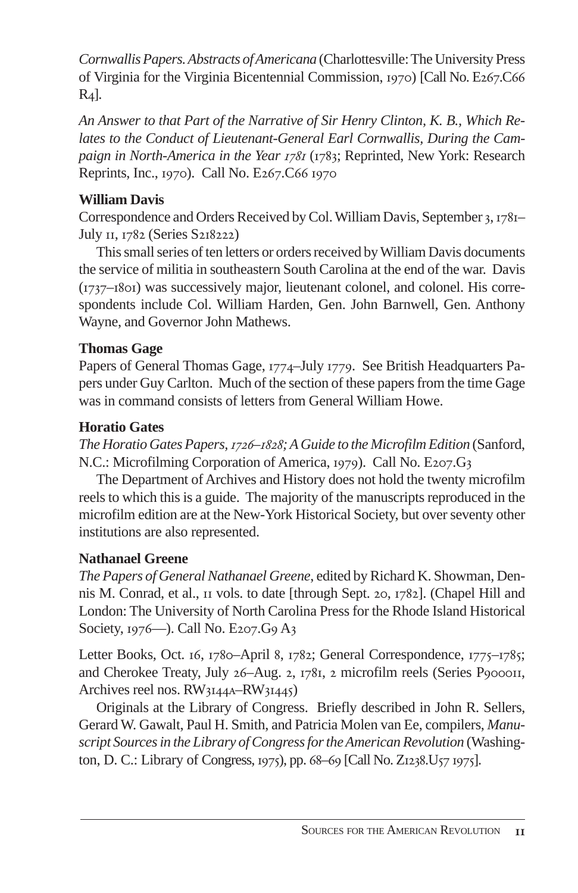*Cornwallis Papers. Abstracts of Americana* (Charlottesville: The University Press of Virginia for the Virginia Bicentennial Commission, 1970) [Call No. E267.C66 R4].

*An Answer to that Part of the Narrative of Sir Henry Clinton, K. B., Which Relates to the Conduct of Lieutenant-General Earl Cornwallis, During the Campaign in North-America in the Year 1781* (1783; Reprinted, New York: Research Reprints, Inc., 1970). Call No. E267.C66 1970

**William Davis**

Correspondence and Orders Received by Col. William Davis, September 3, 1781–July 11, 1782 (Series S218222)

This small series of ten letters or orders received by William Davis documents the service of militia in southeastern South Carolina at the end of the war. Davis (1737–1801) was successively major, lieutenant colonel, and colonel. His correspondents include Col. William Harden, Gen. John Barnwell, Gen. Anthony Wayne, and Governor John Mathews.

**Thomas Gage**

Papers of General Thomas Gage, 1774–July 1779. See British Headquarters Papers under Guy Carlton. Much of the section of these papers from the time Gage was in command consists of letters from General William Howe.

**Horatio Gates**

*The Horatio Gates Papers, 1726–1828; A Guide to the Microfilm Edition* (Sanford, N.C.: Microfilming Corporation of America, 1979). Call No. E207.G3

The Department of Archives and History does not hold the twenty microfilm reels to which this is a guide. The majority of the manuscripts reproduced in the microfilm edition are at the New-York Historical Society, but over seventy other institutions are also represented.

**Nathanael Greene**

*The Papers of General Nathanael Greene*, edited by Richard K. Showman, Dennis M. Conrad, et al., 11 vols. to date [through Sept. 20, 1782]. (Chapel Hill and London: The University of North Carolina Press for the Rhode Island Historical Society, 1976—). Call No. E207.G9 A3

Letter Books, Oct. 16, 1780–April 8, 1782; General Correspondence, 1775–1785; and Cherokee Treaty, July 26–Aug. 2, 1781, 2 microfilm reels (Series P900011, Archives reel nos. RW3144A–RW31445)

Originals at the Library of Congress. Briefly described in John R. Sellers, Gerard W. Gawalt, Paul H. Smith, and Patricia Molen van Ee, compilers, *Manuscript Sources in the Library of Congress for the American Revolution* (Washington, D. C.: Library of Congress, 1975), pp. 68–69 [Call No. Z1238.U57 1975].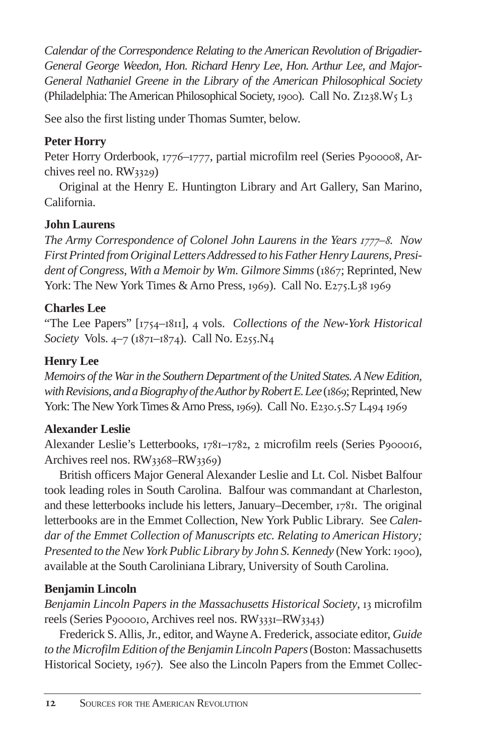*Calendar of the Correspondence Relating to the American Revolution of Brigadier-General George Weedon, Hon. Richard Henry Lee, Hon. Arthur Lee, and Major-General Nathaniel Greene in the Library of the American Philosophical Society* (Philadelphia: The American Philosophical Society, 1900). Call No. Z1238.W5 L3

See also the first listing under Thomas Sumter, below.

**Peter Horry**

Peter Horry Orderbook, 1776–1777, partial microfilm reel (Series P900008, Archives reel no. RW3329)

Original at the Henry E. Huntington Library and Art Gallery, San Marino, California.

**John Laurens**

*The Army Correspondence of Colonel John Laurens in the Years 1777–8. Now First Printed from Original Letters Addressed to his Father Henry Laurens, President of Congress, With a Memoir by Wm. Gilmore Simms* (1867; Reprinted, New York: The New York Times & Arno Press, 1969). Call No. E275.L38 1969

**Charles Lee**

"The Lee Papers" [1754–1811], 4 vols. *Collections of the New-York Historical Society* Vols. 4–7 (1871–1874). Call No. E255.N4

**Henry Lee**

*Memoirs of the War in the Southern Department of the United States. A New Edition, with Revisions, and a Biography of the Author by Robert E. Lee* (1869; Reprinted, New York: The New York Times & Arno Press, 1969). Call No. E230.5.S7 L494 1969

**Alexander Leslie**

Alexander Leslie's Letterbooks, 1781–1782, 2 microfilm reels (Series P900016, Archives reel nos. RW3368–RW3369)

British officers Major General Alexander Leslie and Lt. Col. Nisbet Balfour took leading roles in South Carolina. Balfour was commandant at Charleston, and these letterbooks include his letters, January–December, 1781. The original letterbooks are in the Emmet Collection, New York Public Library. See *Calendar of the Emmet Collection of Manuscripts etc. Relating to American History; Presented to the New York Public Library by John S. Kennedy* (New York: 1900), available at the South Caroliniana Library, University of South Carolina.

**Benjamin Lincoln**

*Benjamin Lincoln Papers in the Massachusetts Historical Society*, 13 microfilm reels (Series P900010, Archives reel nos. RW3331–RW3343)

Frederick S. Allis, Jr., editor, and Wayne A. Frederick, associate editor, *Guide to the Microfilm Edition of the Benjamin Lincoln Papers* (Boston: Massachusetts Historical Society, 1967). See also the Lincoln Papers from the Emmet Collec-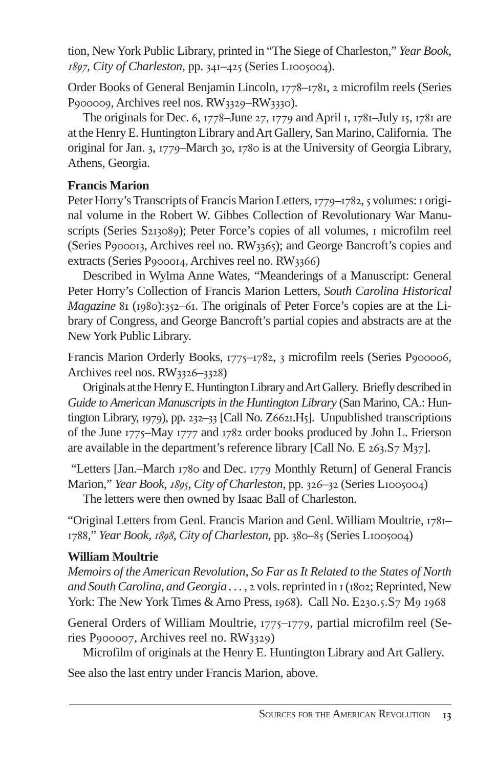tion, New York Public Library, printed in "The Siege of Charleston," *Year Book, 1897, City of Charleston,* pp. 341–425 (Series L1005004).

Order Books of General Benjamin Lincoln, 1778–1781, 2 microfilm reels (Series P900009, Archives reel nos. RW3329–RW3330).

The originals for Dec. 6, 1778–June 27, 1779 and April 1, 1781–July 15, 1781 are at the Henry E. Huntington Library and Art Gallery, San Marino, California. The original for Jan. 3, 1779–March 30, 1780 is at the University of Georgia Library, Athens, Georgia.

**Francis Marion**

Peter Horry's Transcripts of Francis Marion Letters, 1779–1782, 5 volumes: 1 original volume in the Robert W. Gibbes Collection of Revolutionary War Manuscripts (Series S213089); Peter Force's copies of all volumes, 1 microfilm reel (Series P900013, Archives reel no. RW3365); and George Bancroft's copies and extracts (Series P900014, Archives reel no. RW3366)

Described in Wylma Anne Wates, "Meanderings of a Manuscript: General Peter Horry's Collection of Francis Marion Letters, *South Carolina Historical Magazine* 81 (1980):352–61. The originals of Peter Force's copies are at the Library of Congress, and George Bancroft's partial copies and abstracts are at the New York Public Library.

Francis Marion Orderly Books, 1775–1782, 3 microfilm reels (Series P900006, Archives reel nos. RW3326–3328)

Originals at the Henry E. Huntington Library and Art Gallery. Briefly described in *Guide to American Manuscripts in the Huntington Library* (San Marino, CA.: Huntington Library, 1979), pp. 232–33 [Call No. Z6621.H5]. Unpublished transcriptions of the June 1775–May 1777 and 1782 order books produced by John L. Frierson are available in the department's reference library [Call No. E 263.S7 M37].

"Letters [Jan.–March 1780 and Dec. 1779 Monthly Return] of General Francis Marion," *Year Book, 1895, City of Charleston*, pp. 326–32 (Series L1005004)

The letters were then owned by Isaac Ball of Charleston.

"Original Letters from Genl. Francis Marion and Genl. William Moultrie, 1781–1788," *Year Book, 1898, City of Charleston*, pp. 380–85 (Series L1005004)

**William Moultrie**

*Memoirs of the American Revolution, So Far as It Related to the States of North and South Carolina, and Georgia . . .* , 2 vols. reprinted in 1 (1802; Reprinted, New York: The New York Times & Arno Press, 1968). Call No. E230.5.S7 M9 1968

General Orders of William Moultrie, 1775–1779, partial microfilm reel (Series P900007, Archives reel no. RW3329)

Microfilm of originals at the Henry E. Huntington Library and Art Gallery.

See also the last entry under Francis Marion, above.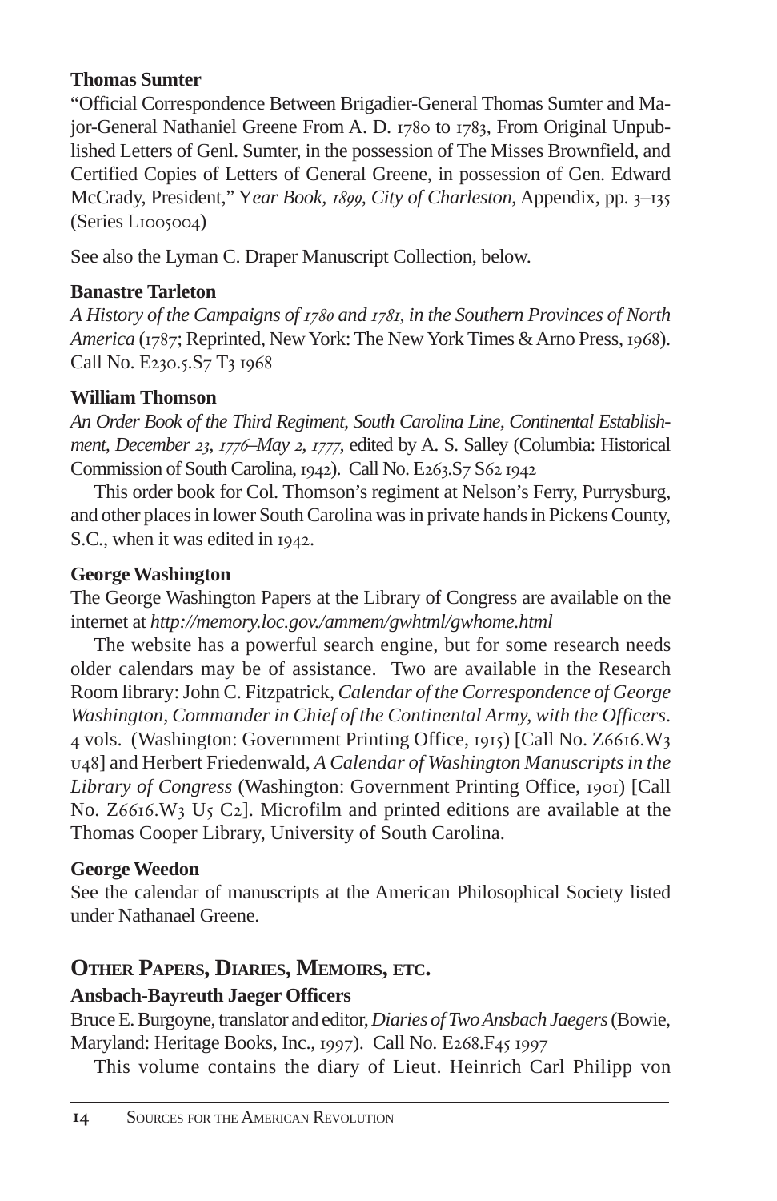**Thomas Sumter**

"Official Correspondence Between Brigadier-General Thomas Sumter and Major-General Nathaniel Greene From A. D. 1780 to 1783, From Original Unpublished Letters of Genl. Sumter, in the possession of The Misses Brownfield, and Certified Copies of Letters of General Greene, in possession of Gen. Edward McCrady, President," Y*ear Book, 1899, City of Charleston*, Appendix, pp. 3–135 (Series L1005004)

See also the Lyman C. Draper Manuscript Collection, below.

**Banastre Tarleton**

*A History of the Campaigns of 1780 and 1781, in the Southern Provinces of North America* (1787; Reprinted, New York: The New York Times & Arno Press, 1968). Call No. E230.5.S7 T3 1968

**William Thomson**

*An Order Book of the Third Regiment, South Carolina Line, Continental Establishment, December 23, 1776–May 2, 1777*, edited by A. S. Salley (Columbia: Historical Commission of South Carolina, 1942). Call No. E263.S7 S62 1942

This order book for Col. Thomson's regiment at Nelson's Ferry, Purrysburg, and other places in lower South Carolina was in private hands in Pickens County, S.C., when it was edited in 1942.

**George Washington**

The George Washington Papers at the Library of Congress are available on the internet at *http://memory.loc.gov./ammem/gwhtml/gwhome.html*

The website has a powerful search engine, but for some research needs older calendars may be of assistance. Two are available in the Research Room library: John C. Fitzpatrick, *Calendar of the Correspondence of George Washington, Commander in Chief of the Continental Army, with the Officers*. 4 vols. (Washington: Government Printing Office, 1915) [Call No. Z6616.W3 U48] and Herbert Friedenwald, *A Calendar of Washington Manuscripts in the Library of Congress* (Washington: Government Printing Office, 1901) [Call No. Z6616.W3 U5 C2]. Microfilm and printed editions are available at the Thomas Cooper Library, University of South Carolina.

**George Weedon**

See the calendar of manuscripts at the American Philosophical Society listed under Nathanael Greene.

## Other Papers, Diaries, Memoirs, etc.

**Ansbach-Bayreuth Jaeger Officers**

Bruce E. Burgoyne, translator and editor, *Diaries of Two Ansbach Jaegers* (Bowie, Maryland: Heritage Books, Inc., 1997). Call No. E268.F45 1997

This volume contains the diary of Lieut. Heinrich Carl Philipp von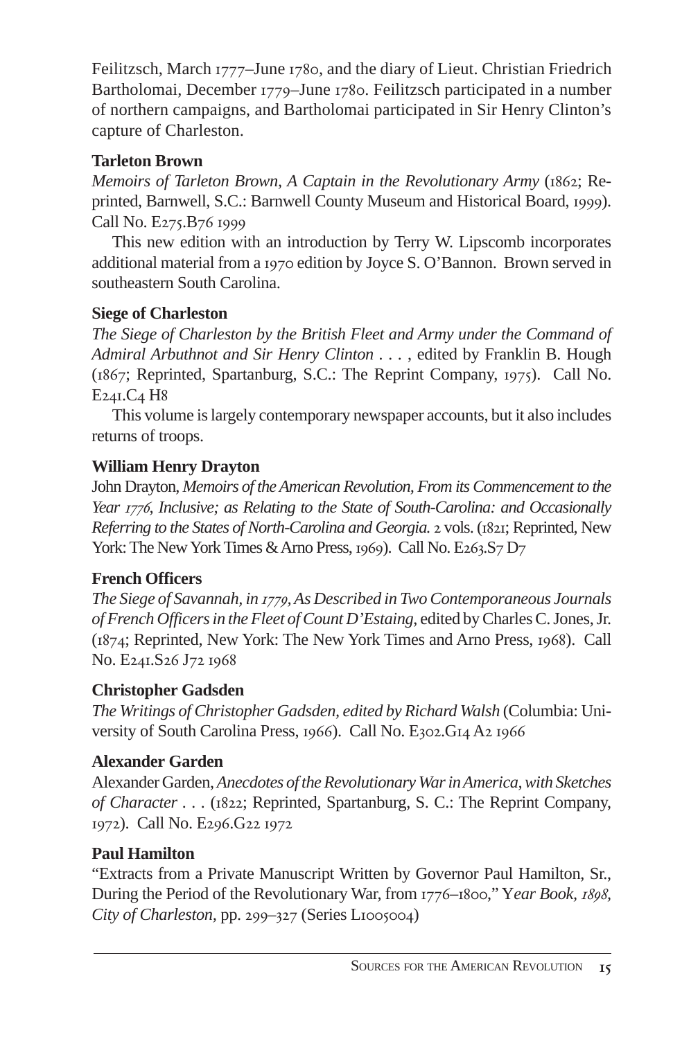Feilitzsch, March 1777–June 1780, and the diary of Lieut. Christian Friedrich Bartholomai, December 1779–June 1780. Feilitzsch participated in a number of northern campaigns, and Bartholomai participated in Sir Henry Clinton's capture of Charleston.

**Tarleton Brown**

*Memoirs of Tarleton Brown, A Captain in the Revolutionary Army* (1862; Reprinted, Barnwell, S.C.: Barnwell County Museum and Historical Board, 1999). Call No. E275.B76 1999

This new edition with an introduction by Terry W. Lipscomb incorporates additional material from a 1970 edition by Joyce S. O'Bannon. Brown served in southeastern South Carolina.

**Siege of Charleston**

*The Siege of Charleston by the British Fleet and Army under the Command of Admiral Arbuthnot and Sir Henry Clinton* . . . , edited by Franklin B. Hough (1867; Reprinted, Spartanburg, S.C.: The Reprint Company, 1975). Call No. E241.C4 H8

This volume is largely contemporary newspaper accounts, but it also includes returns of troops.

**William Henry Drayton**

John Drayton, *Memoirs of the American Revolution, From its Commencement to the Year 1776, Inclusive; as Relating to the State of South-Carolina: and Occasionally Referring to the States of North-Carolina and Georgia.* 2 vols. (1821; Reprinted, New York: The New York Times & Arno Press, 1969). Call No. E263.S7 D7

**French Officers**

*The Siege of Savannah, in 1779, As Described in Two Contemporaneous Journals of French Officers in the Fleet of Count D'Estaing*, edited by Charles C. Jones, Jr. (1874; Reprinted, New York: The New York Times and Arno Press, 1968). Call No. E241.S26 J72 1968

**Christopher Gadsden**

*The Writings of Christopher Gadsden, edited by Richard Walsh* (Columbia: University of South Carolina Press, 1966). Call No. E302.G14 A2 1966

**Alexander Garden**

Alexander Garden, *Anecdotes of the Revolutionary War in America, with Sketches of Character* . . . (1822; Reprinted, Spartanburg, S. C.: The Reprint Company, 1972). Call No. E296.G22 1972

**Paul Hamilton**

"Extracts from a Private Manuscript Written by Governor Paul Hamilton, Sr., During the Period of the Revolutionary War, from 1776–1800," *Year Book, 1898, City of Charleston*, pp. 299–327 (Series L1005004)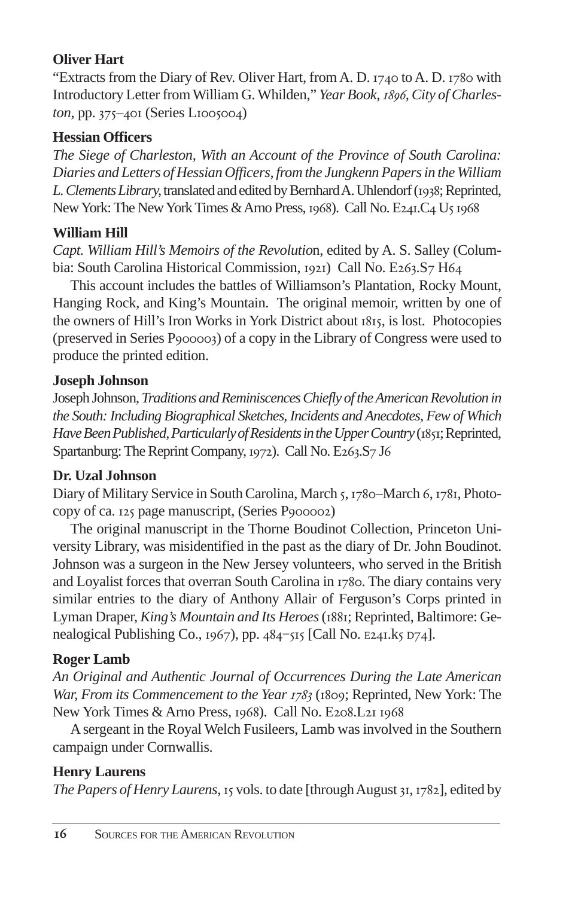**Oliver Hart**

"Extracts from the Diary of Rev. Oliver Hart, from A. D. 1740 to A. D. 1780 with Introductory Letter from William G. Whilden," *Year Book, 1896, City of Charleston,* pp. 375–401 (Series L1005004)

**Hessian Officers**

*The Siege of Charleston, With an Account of the Province of South Carolina: Diaries and Letters of Hessian Officers, from the Jungkenn Papers in the William L. Clements Library,* translated and edited by Bernhard A. Uhlendorf (1938; Reprinted, New York: The New York Times & Arno Press, 1968). Call No. E241.C4 U5 1968

**William Hill**

*Capt. William Hill's Memoirs of the Revolutio*n, edited by A. S. Salley (Columbia: South Carolina Historical Commission, 1921) Call No. E263.S7 H64

This account includes the battles of Williamson's Plantation, Rocky Mount, Hanging Rock, and King's Mountain. The original memoir, written by one of the owners of Hill's Iron Works in York District about 1815, is lost. Photocopies (preserved in Series P900003) of a copy in the Library of Congress were used to produce the printed edition.

**Joseph Johnson**

Joseph Johnson, *Traditions and Reminiscences Chiefly of the American Revolution in the South: Including Biographical Sketches, Incidents and Anecdotes, Few of Which Have Been Published, Particularly of Residents in the Upper Country* (1851; Reprinted, Spartanburg: The Reprint Company, 1972). Call No. E263.S7 J6

**Dr. Uzal Johnson**

Diary of Military Service in South Carolina, March 5, 1780–March 6, 1781, Photocopy of ca. 125 page manuscript, (Series P900002)

The original manuscript in the Thorne Boudinot Collection, Princeton University Library, was misidentified in the past as the diary of Dr. John Boudinot. Johnson was a surgeon in the New Jersey volunteers, who served in the British and Loyalist forces that overran South Carolina in 1780. The diary contains very similar entries to the diary of Anthony Allair of Ferguson's Corps printed in Lyman Draper, *King's Mountain and Its Heroes* (1881; Reprinted, Baltimore: Genealogical Publishing Co., 1967), pp. 484–515 [Call No. E241.K5 D74].

**Roger Lamb**

*An Original and Authentic Journal of Occurrences During the Late American War, From its Commencement to the Year 1783* (1809; Reprinted, New York: The New York Times & Arno Press, 1968). Call No. E208.L21 1968

A sergeant in the Royal Welch Fusileers, Lamb was involved in the Southern campaign under Cornwallis.

**Henry Laurens**

*The Papers of Henry Laurens*, 15 vols. to date [through August 31, 1782], edited by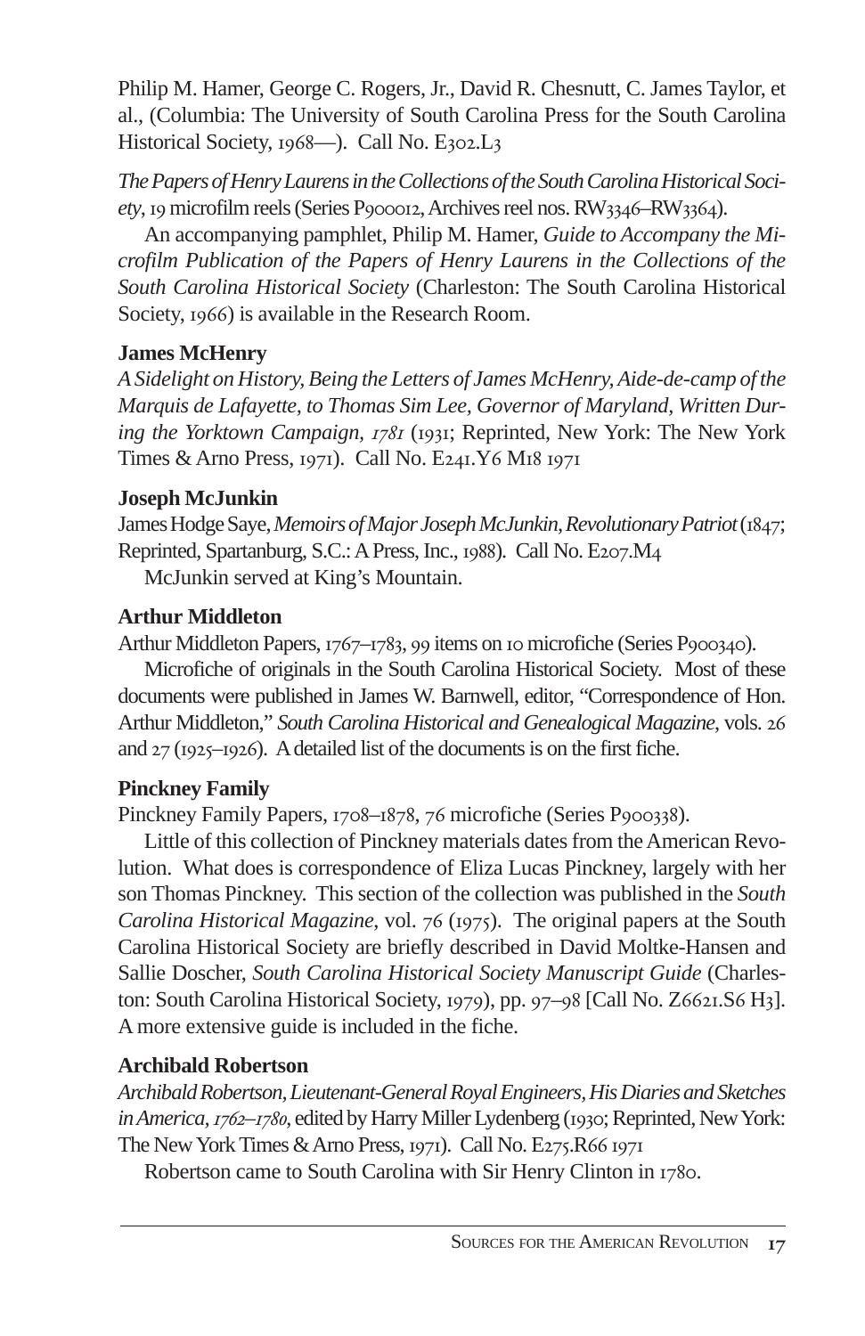Philip M. Hamer, George C. Rogers, Jr., David R. Chesnutt, C. James Taylor, et al., (Columbia: The University of South Carolina Press for the South Carolina Historical Society, 1968—). Call No. E302.L3

*The Papers of Henry Laurens in the Collections of the South Carolina Historical Society*, 19 microfilm reels (Series P900012, Archives reel nos. RW3346–RW3364).

An accompanying pamphlet, Philip M. Hamer, *Guide to Accompany the Microfilm Publication of the Papers of Henry Laurens in the Collections of the South Carolina Historical Society* (Charleston: The South Carolina Historical Society, 1966) is available in the Research Room.

**James McHenry**

*A Sidelight on History, Being the Letters of James McHenry, Aide-de-camp of the Marquis de Lafayette, to Thomas Sim Lee, Governor of Maryland, Written During the Yorktown Campaign, 1781* (1931; Reprinted, New York: The New York Times & Arno Press, 1971). Call No. E241.Y6 M18 1971

**Joseph McJunkin**

James Hodge Saye, *Memoirs of Major Joseph McJunkin, Revolutionary Patriot* (1847; Reprinted, Spartanburg, S.C.: A Press, Inc., 1988). Call No. E207.M4

McJunkin served at King's Mountain.

**Arthur Middleton**

Arthur Middleton Papers, 1767–1783, 99 items on 10 microfiche (Series P900340).

Microfiche of originals in the South Carolina Historical Society. Most of these documents were published in James W. Barnwell, editor, "Correspondence of Hon. Arthur Middleton," *South Carolina Historical and Genealogical Magazine*, vols. 26 and 27 (1925–1926). A detailed list of the documents is on the first fiche.

**Pinckney Family**

Pinckney Family Papers, 1708–1878, 76 microfiche (Series P900338).

Little of this collection of Pinckney materials dates from the American Revolution. What does is correspondence of Eliza Lucas Pinckney, largely with her son Thomas Pinckney. This section of the collection was published in the *South Carolina Historical Magazine*, vol. 76 (1975). The original papers at the South Carolina Historical Society are briefly described in David Moltke-Hansen and Sallie Doscher, *South Carolina Historical Society Manuscript Guide* (Charleston: South Carolina Historical Society, 1979), pp. 97–98 [Call No. Z6621.S6 H3]. A more extensive guide is included in the fiche.

**Archibald Robertson**

*Archibald Robertson, Lieutenant-General Royal Engineers, His Diaries and Sketches in America, 1762–1780*, edited by Harry Miller Lydenberg (1930; Reprinted, New York: The New York Times & Arno Press, 1971). Call No. E275.R66 1971

Robertson came to South Carolina with Sir Henry Clinton in 1780.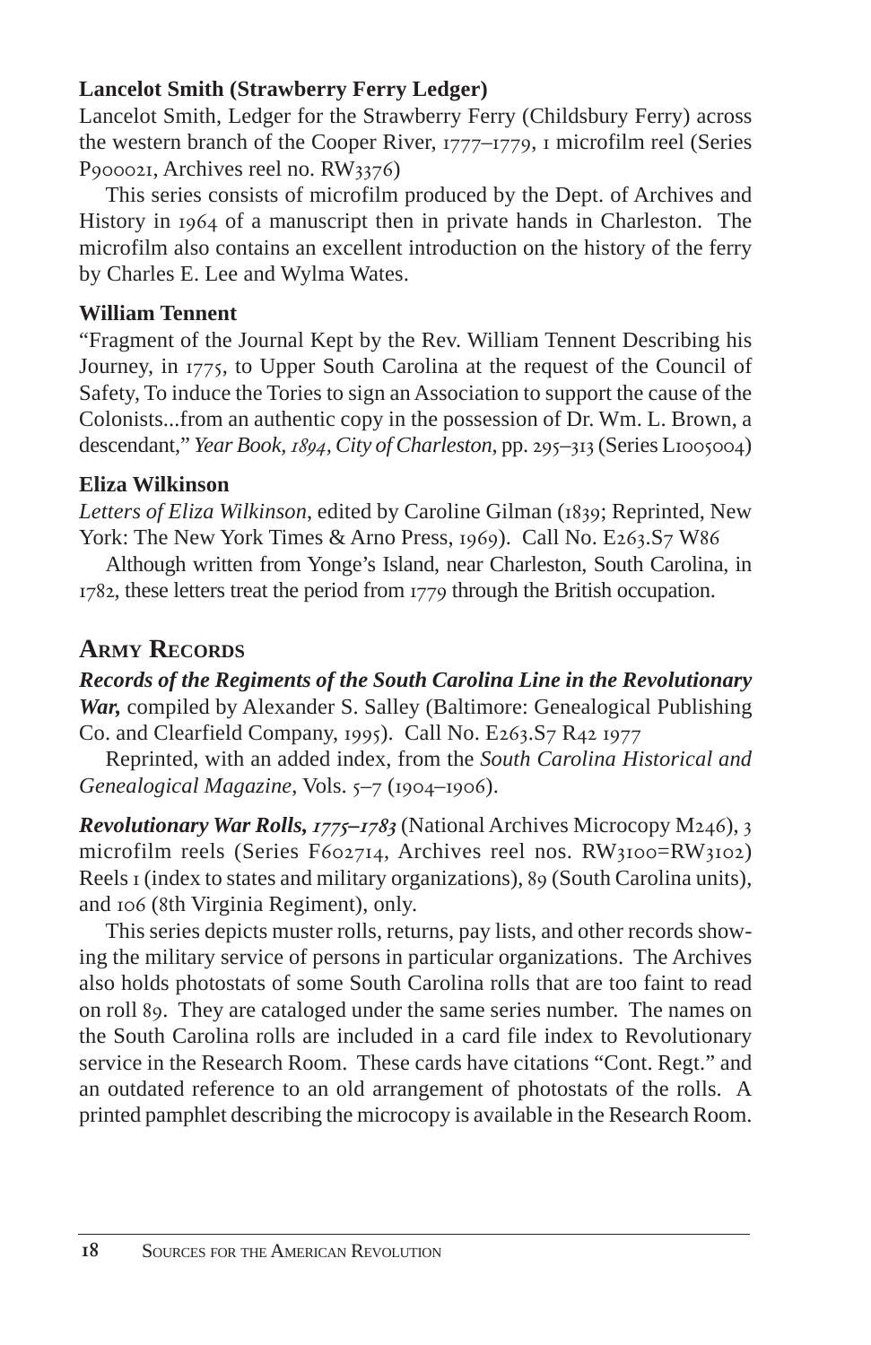**Lancelot Smith (Strawberry Ferry Ledger)**
Lancelot Smith, Ledger for the Strawberry Ferry (Childsbury Ferry) across the western branch of the Cooper River, 1777–1779, 1 microfilm reel (Series P900021, Archives reel no. RW3376)

This series consists of microfilm produced by the Dept. of Archives and History in 1964 of a manuscript then in private hands in Charleston. The microfilm also contains an excellent introduction on the history of the ferry by Charles E. Lee and Wylma Wates.

**William Tennent**
"Fragment of the Journal Kept by the Rev. William Tennent Describing his Journey, in 1775, to Upper South Carolina at the request of the Council of Safety, To induce the Tories to sign an Association to support the cause of the Colonists...from an authentic copy in the possession of Dr. Wm. L. Brown, a descendant," *Year Book, 1894, City of Charleston*, pp. 295–313 (Series L1005004)

**Eliza Wilkinson**
*Letters of Eliza Wilkinson*, edited by Caroline Gilman (1839; Reprinted, New York: The New York Times & Arno Press, 1969). Call No. E263.S7 W86

Although written from Yonge's Island, near Charleston, South Carolina, in 1782, these letters treat the period from 1779 through the British occupation.

## Army Records

***Records of the Regiments of the South Carolina Line in the Revolutionary War,*** compiled by Alexander S. Salley (Baltimore: Genealogical Publishing Co. and Clearfield Company, 1995). Call No. E263.S7 R42 1977

Reprinted, with an added index, from the *South Carolina Historical and Genealogical Magazine*, Vols. 5–7 (1904–1906).

***Revolutionary War Rolls, 1775–1783*** (National Archives Microcopy M246), 3 microfilm reels (Series F602714, Archives reel nos. RW3100=RW3102) Reels 1 (index to states and military organizations), 89 (South Carolina units), and 106 (8th Virginia Regiment), only.

This series depicts muster rolls, returns, pay lists, and other records showing the military service of persons in particular organizations. The Archives also holds photostats of some South Carolina rolls that are too faint to read on roll 89. They are cataloged under the same series number. The names on the South Carolina rolls are included in a card file index to Revolutionary service in the Research Room. These cards have citations "Cont. Regt." and an outdated reference to an old arrangement of photostats of the rolls. A printed pamphlet describing the microcopy is available in the Research Room.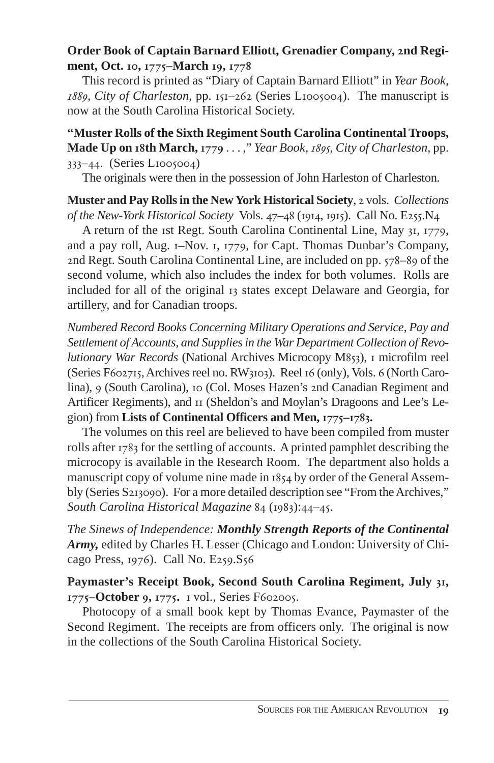**Order Book of Captain Barnard Elliott, Grenadier Company, 2nd Regiment, Oct. 10, 1775–March 19, 1778**

This record is printed as "Diary of Captain Barnard Elliott" in *Year Book, 1889, City of Charleston*, pp. 151–262 (Series L1005004). The manuscript is now at the South Carolina Historical Society.

**"Muster Rolls of the Sixth Regiment South Carolina Continental Troops, Made Up on 18th March, 1779** . . . ," *Year Book, 1895, City of Charleston*, pp. 333–44. (Series L1005004)

The originals were then in the possession of John Harleston of Charleston.

**Muster and Pay Rolls in the New York Historical Society**, 2 vols. *Collections of the New-York Historical Society* Vols. 47–48 (1914, 1915). Call No. E255.N4

A return of the 1st Regt. South Carolina Continental Line, May 31, 1779, and a pay roll, Aug. 1–Nov. 1, 1779, for Capt. Thomas Dunbar's Company, 2nd Regt. South Carolina Continental Line, are included on pp. 578–89 of the second volume, which also includes the index for both volumes. Rolls are included for all of the original 13 states except Delaware and Georgia, for artillery, and for Canadian troops.

*Numbered Record Books Concerning Military Operations and Service, Pay and Settlement of Accounts, and Supplies in the War Department Collection of Revolutionary War Records* (National Archives Microcopy M853), 1 microfilm reel (Series F602715, Archives reel no. RW3103). Reel 16 (only), Vols. 6 (North Carolina), 9 (South Carolina), 10 (Col. Moses Hazen's 2nd Canadian Regiment and Artificer Regiments), and 11 (Sheldon's and Moylan's Dragoons and Lee's Legion) from **Lists of Continental Officers and Men, 1775–1783.**

The volumes on this reel are believed to have been compiled from muster rolls after 1783 for the settling of accounts. A printed pamphlet describing the microcopy is available in the Research Room. The department also holds a manuscript copy of volume nine made in 1854 by order of the General Assembly (Series S213090). For a more detailed description see "From the Archives," *South Carolina Historical Magazine* 84 (1983):44–45.

*The Sinews of Independence:* ***Monthly Strength Reports of the Continental Army,*** edited by Charles H. Lesser (Chicago and London: University of Chicago Press, 1976). Call No. E259.S56

**Paymaster's Receipt Book, Second South Carolina Regiment, July 31, 1775–October 9, 1775.** 1 vol., Series F602005.

Photocopy of a small book kept by Thomas Evance, Paymaster of the Second Regiment. The receipts are from officers only. The original is now in the collections of the South Carolina Historical Society.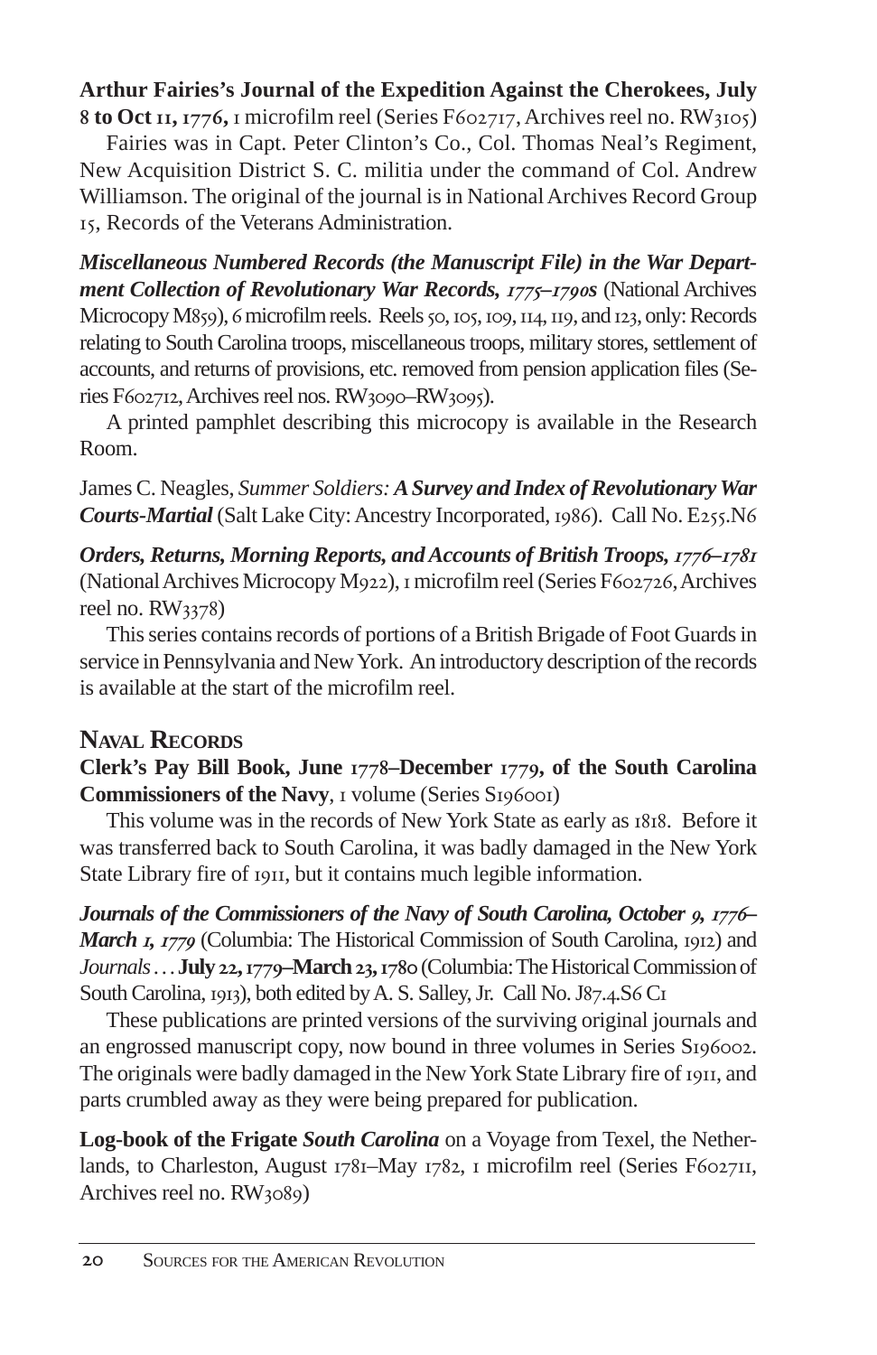**Arthur Fairies's Journal of the Expedition Against the Cherokees, July 8 to Oct 11, 1776,** 1 microfilm reel (Series F602717, Archives reel no. RW3105)

Fairies was in Capt. Peter Clinton's Co., Col. Thomas Neal's Regiment, New Acquisition District S. C. militia under the command of Col. Andrew Williamson. The original of the journal is in National Archives Record Group 15, Records of the Veterans Administration.

***Miscellaneous Numbered Records (the Manuscript File) in the War Department Collection of Revolutionary War Records, 1775–1790s*** (National Archives Microcopy M859), 6 microfilm reels. Reels 50, 105, 109, 114, 119, and 123, only: Records relating to South Carolina troops, miscellaneous troops, military stores, settlement of accounts, and returns of provisions, etc. removed from pension application files (Series F602712, Archives reel nos. RW3090–RW3095).

A printed pamphlet describing this microcopy is available in the Research Room.

James C. Neagles, *Summer Soldiers:* ***A Survey and Index of Revolutionary War Courts-Martial*** (Salt Lake City: Ancestry Incorporated, 1986). Call No. E255.N6

***Orders, Returns, Morning Reports, and Accounts of British Troops, 1776–1781*** (National Archives Microcopy M922), 1 microfilm reel (Series F602726, Archives reel no. RW3378)

This series contains records of portions of a British Brigade of Foot Guards in service in Pennsylvania and New York. An introductory description of the records is available at the start of the microfilm reel.

## Naval Records

**Clerk's Pay Bill Book, June 1778–December 1779, of the South Carolina Commissioners of the Navy**, 1 volume (Series S196001)

This volume was in the records of New York State as early as 1818. Before it was transferred back to South Carolina, it was badly damaged in the New York State Library fire of 1911, but it contains much legible information.

***Journals of the Commissioners of the Navy of South Carolina, October 9, 1776–March 1, 1779*** (Columbia: The Historical Commission of South Carolina, 1912) and *Journals* . . . **July 22, 1779–March 23, 1780** (Columbia: The Historical Commission of South Carolina, 1913), both edited by A. S. Salley, Jr. Call No. J87.4.S6 C1

These publications are printed versions of the surviving original journals and an engrossed manuscript copy, now bound in three volumes in Series S196002. The originals were badly damaged in the New York State Library fire of 1911, and parts crumbled away as they were being prepared for publication.

**Log-book of the Frigate *South Carolina*** on a Voyage from Texel, the Netherlands, to Charleston, August 1781–May 1782, 1 microfilm reel (Series F602711, Archives reel no. RW3089)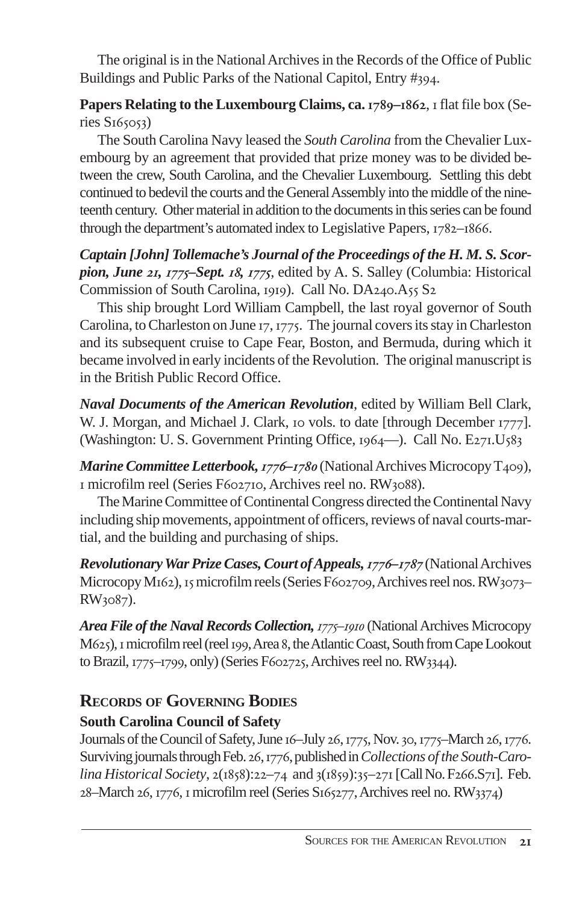The original is in the National Archives in the Records of the Office of Public Buildings and Public Parks of the National Capitol, Entry #394.

**Papers Relating to the Luxembourg Claims, ca. 1789–1862**, 1 flat file box (Series S165053)

The South Carolina Navy leased the *South Carolina* from the Chevalier Luxembourg by an agreement that provided that prize money was to be divided between the crew, South Carolina, and the Chevalier Luxembourg. Settling this debt continued to bedevil the courts and the General Assembly into the middle of the nineteenth century. Other material in addition to the documents in this series can be found through the department's automated index to Legislative Papers, 1782–1866.

***Captain [John] Tollemache's Journal of the Proceedings of the H. M. S. Scorpion, June 21, 1775–Sept. 18, 1775***, edited by A. S. Salley (Columbia: Historical Commission of South Carolina, 1919). Call No. DA240.A55 S2

This ship brought Lord William Campbell, the last royal governor of South Carolina, to Charleston on June 17, 1775. The journal covers its stay in Charleston and its subsequent cruise to Cape Fear, Boston, and Bermuda, during which it became involved in early incidents of the Revolution. The original manuscript is in the British Public Record Office.

***Naval Documents of the American Revolution***, edited by William Bell Clark, W. J. Morgan, and Michael J. Clark, 10 vols. to date [through December 1777]. (Washington: U. S. Government Printing Office, 1964—). Call No. E271.U583

***Marine Committee Letterbook, 1776–1780*** (National Archives Microcopy T409), 1 microfilm reel (Series F602710, Archives reel no. RW3088).

The Marine Committee of Continental Congress directed the Continental Navy including ship movements, appointment of officers, reviews of naval courts-martial, and the building and purchasing of ships.

***Revolutionary War Prize Cases, Court of Appeals, 1776–1787*** (National Archives Microcopy M162), 15 microfilm reels (Series F602709, Archives reel nos. RW3073–RW3087).

***Area File of the Naval Records Collection, 1775–1910*** (National Archives Microcopy M625), 1 microfilm reel (reel 199, Area 8, the Atlantic Coast, South from Cape Lookout to Brazil, 1775–1799, only) (Series F602725, Archives reel no. RW3344).

## Records of Governing Bodies

### South Carolina Council of Safety

Journals of the Council of Safety, June 16–July 26, 1775, Nov. 30, 1775–March 26, 1776. Surviving journals through Feb. 26, 1776, published in *Collections of the South-Carolina Historical Society*, 2(1858):22–74 and 3(1859):35–271 [Call No. F266.S71]. Feb. 28–March 26, 1776, 1 microfilm reel (Series S165277, Archives reel no. RW3374)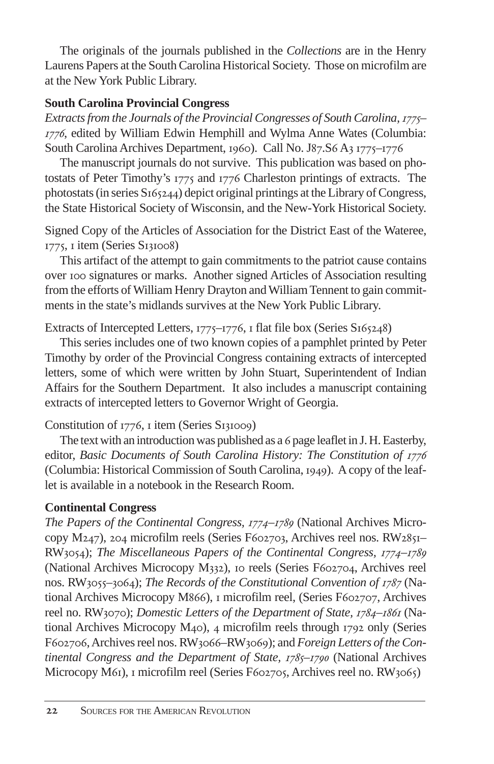The originals of the journals published in the *Collections* are in the Henry Laurens Papers at the South Carolina Historical Society. Those on microfilm are at the New York Public Library.

**South Carolina Provincial Congress**

*Extracts from the Journals of the Provincial Congresses of South Carolina, 1775–1776*, edited by William Edwin Hemphill and Wylma Anne Wates (Columbia: South Carolina Archives Department, 1960). Call No. J87.S6 A3 1775–1776

The manuscript journals do not survive. This publication was based on photostats of Peter Timothy's 1775 and 1776 Charleston printings of extracts. The photostats (in series S165244) depict original printings at the Library of Congress, the State Historical Society of Wisconsin, and the New-York Historical Society.

Signed Copy of the Articles of Association for the District East of the Wateree, 1775, 1 item (Series S131008)

This artifact of the attempt to gain commitments to the patriot cause contains over 100 signatures or marks. Another signed Articles of Association resulting from the efforts of William Henry Drayton and William Tennent to gain commitments in the state's midlands survives at the New York Public Library.

Extracts of Intercepted Letters, 1775–1776, 1 flat file box (Series S165248)

This series includes one of two known copies of a pamphlet printed by Peter Timothy by order of the Provincial Congress containing extracts of intercepted letters, some of which were written by John Stuart, Superintendent of Indian Affairs for the Southern Department. It also includes a manuscript containing extracts of intercepted letters to Governor Wright of Georgia.

Constitution of 1776, 1 item (Series S131009)

The text with an introduction was published as a 6 page leaflet in J. H. Easterby, editor, *Basic Documents of South Carolina History: The Constitution of 1776* (Columbia: Historical Commission of South Carolina, 1949). A copy of the leaflet is available in a notebook in the Research Room.

**Continental Congress**

*The Papers of the Continental Congress, 1774–1789* (National Archives Microcopy M247), 204 microfilm reels (Series F602703, Archives reel nos. RW2851–RW3054); *The Miscellaneous Papers of the Continental Congress, 1774–1789* (National Archives Microcopy M332), 10 reels (Series F602704, Archives reel nos. RW3055–3064); *The Records of the Constitutional Convention of 1787* (National Archives Microcopy M866), 1 microfilm reel, (Series F602707, Archives reel no. RW3070); *Domestic Letters of the Department of State, 1784–1861* (National Archives Microcopy M40), 4 microfilm reels through 1792 only (Series F602706, Archives reel nos. RW3066–RW3069); and *Foreign Letters of the Continental Congress and the Department of State, 1785–1790* (National Archives Microcopy M61), 1 microfilm reel (Series F602705, Archives reel no. RW3065)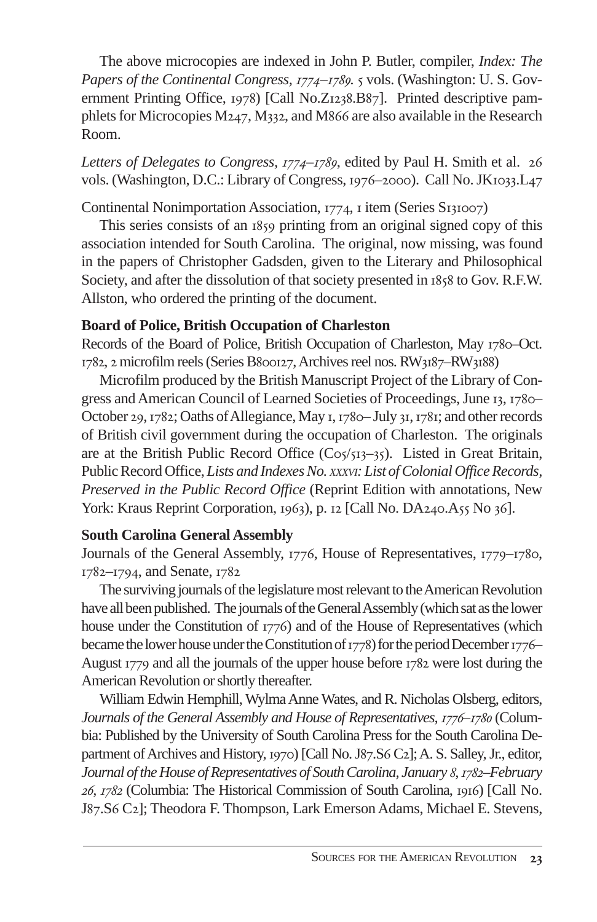The above microcopies are indexed in John P. Butler, compiler, *Index: The Papers of the Continental Congress, 1774–1789*. 5 vols. (Washington: U. S. Government Printing Office, 1978) [Call No.Z1238.B87]. Printed descriptive pamphlets for Microcopies M247, M332, and M866 are also available in the Research Room.

*Letters of Delegates to Congress, 1774–1789*, edited by Paul H. Smith et al. 26 vols. (Washington, D.C.: Library of Congress, 1976–2000). Call No. JK1033.L47

Continental Nonimportation Association, 1774, 1 item (Series S131007)

This series consists of an 1859 printing from an original signed copy of this association intended for South Carolina. The original, now missing, was found in the papers of Christopher Gadsden, given to the Literary and Philosophical Society, and after the dissolution of that society presented in 1858 to Gov. R.F.W. Allston, who ordered the printing of the document.

**Board of Police, British Occupation of Charleston**

Records of the Board of Police, British Occupation of Charleston, May 1780–Oct. 1782, 2 microfilm reels (Series B800127, Archives reel nos. RW3187–RW3188)

Microfilm produced by the British Manuscript Project of the Library of Congress and American Council of Learned Societies of Proceedings, June 13, 1780–October 29, 1782; Oaths of Allegiance, May 1, 1780– July 31, 1781; and other records of British civil government during the occupation of Charleston. The originals are at the British Public Record Office (C05/513–35). Listed in Great Britain, Public Record Office, *Lists and Indexes No. XXXVI: List of Colonial Office Records, Preserved in the Public Record Office* (Reprint Edition with annotations, New York: Kraus Reprint Corporation, 1963), p. 12 [Call No. DA240.A55 No 36].

**South Carolina General Assembly**

Journals of the General Assembly, 1776, House of Representatives, 1779–1780, 1782–1794, and Senate, 1782

The surviving journals of the legislature most relevant to the American Revolution have all been published. The journals of the General Assembly (which sat as the lower house under the Constitution of 1776) and of the House of Representatives (which became the lower house under the Constitution of 1778) for the period December 1776–August 1779 and all the journals of the upper house before 1782 were lost during the American Revolution or shortly thereafter.

William Edwin Hemphill, Wylma Anne Wates, and R. Nicholas Olsberg, editors, *Journals of the General Assembly and House of Representatives, 1776–1780* (Columbia: Published by the University of South Carolina Press for the South Carolina Department of Archives and History, 1970) [Call No. J87.S6 C2]; A. S. Salley, Jr., editor, *Journal of the House of Representatives of South Carolina, January 8, 1782–February 26, 1782* (Columbia: The Historical Commission of South Carolina, 1916) [Call No. J87.S6 C2]; Theodora F. Thompson, Lark Emerson Adams, Michael E. Stevens,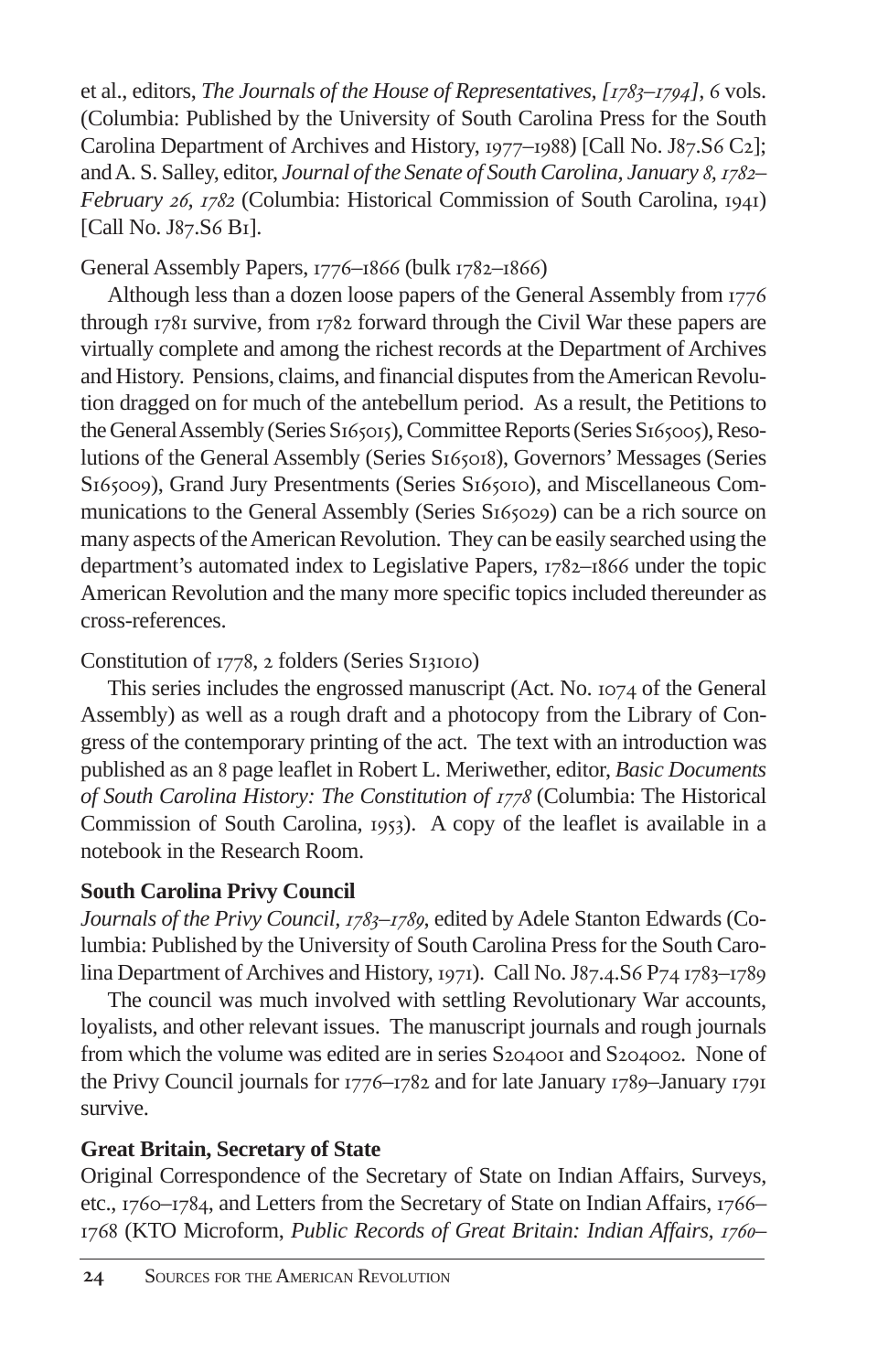et al., editors, *The Journals of the House of Representatives, [1783–1794]*, 6 vols. (Columbia: Published by the University of South Carolina Press for the South Carolina Department of Archives and History, 1977–1988) [Call No. J87.S6 C2]; and A. S. Salley, editor, *Journal of the Senate of South Carolina, January 8, 1782–February 26, 1782* (Columbia: Historical Commission of South Carolina, 1941) [Call No. J87.S6 B1].

General Assembly Papers, 1776–1866 (bulk 1782–1866)

Although less than a dozen loose papers of the General Assembly from 1776 through 1781 survive, from 1782 forward through the Civil War these papers are virtually complete and among the richest records at the Department of Archives and History. Pensions, claims, and financial disputes from the American Revolution dragged on for much of the antebellum period. As a result, the Petitions to the General Assembly (Series S165015), Committee Reports (Series S165005), Resolutions of the General Assembly (Series S165018), Governors' Messages (Series S165009), Grand Jury Presentments (Series S165010), and Miscellaneous Communications to the General Assembly (Series S165029) can be a rich source on many aspects of the American Revolution. They can be easily searched using the department's automated index to Legislative Papers, 1782–1866 under the topic American Revolution and the many more specific topics included thereunder as cross-references.

Constitution of 1778, 2 folders (Series S131010)

This series includes the engrossed manuscript (Act. No. 1074 of the General Assembly) as well as a rough draft and a photocopy from the Library of Congress of the contemporary printing of the act. The text with an introduction was published as an 8 page leaflet in Robert L. Meriwether, editor, *Basic Documents of South Carolina History: The Constitution of 1778* (Columbia: The Historical Commission of South Carolina, 1953). A copy of the leaflet is available in a notebook in the Research Room.

**South Carolina Privy Council**

*Journals of the Privy Council, 1783–1789*, edited by Adele Stanton Edwards (Columbia: Published by the University of South Carolina Press for the South Carolina Department of Archives and History, 1971). Call No. J87.4.S6 P74 1783–1789

The council was much involved with settling Revolutionary War accounts, loyalists, and other relevant issues. The manuscript journals and rough journals from which the volume was edited are in series S204001 and S204002. None of the Privy Council journals for 1776–1782 and for late January 1789–January 1791 survive.

**Great Britain, Secretary of State**

Original Correspondence of the Secretary of State on Indian Affairs, Surveys, etc., 1760–1784, and Letters from the Secretary of State on Indian Affairs, 1766–1768 (KTO Microform, *Public Records of Great Britain: Indian Affairs, 1760–*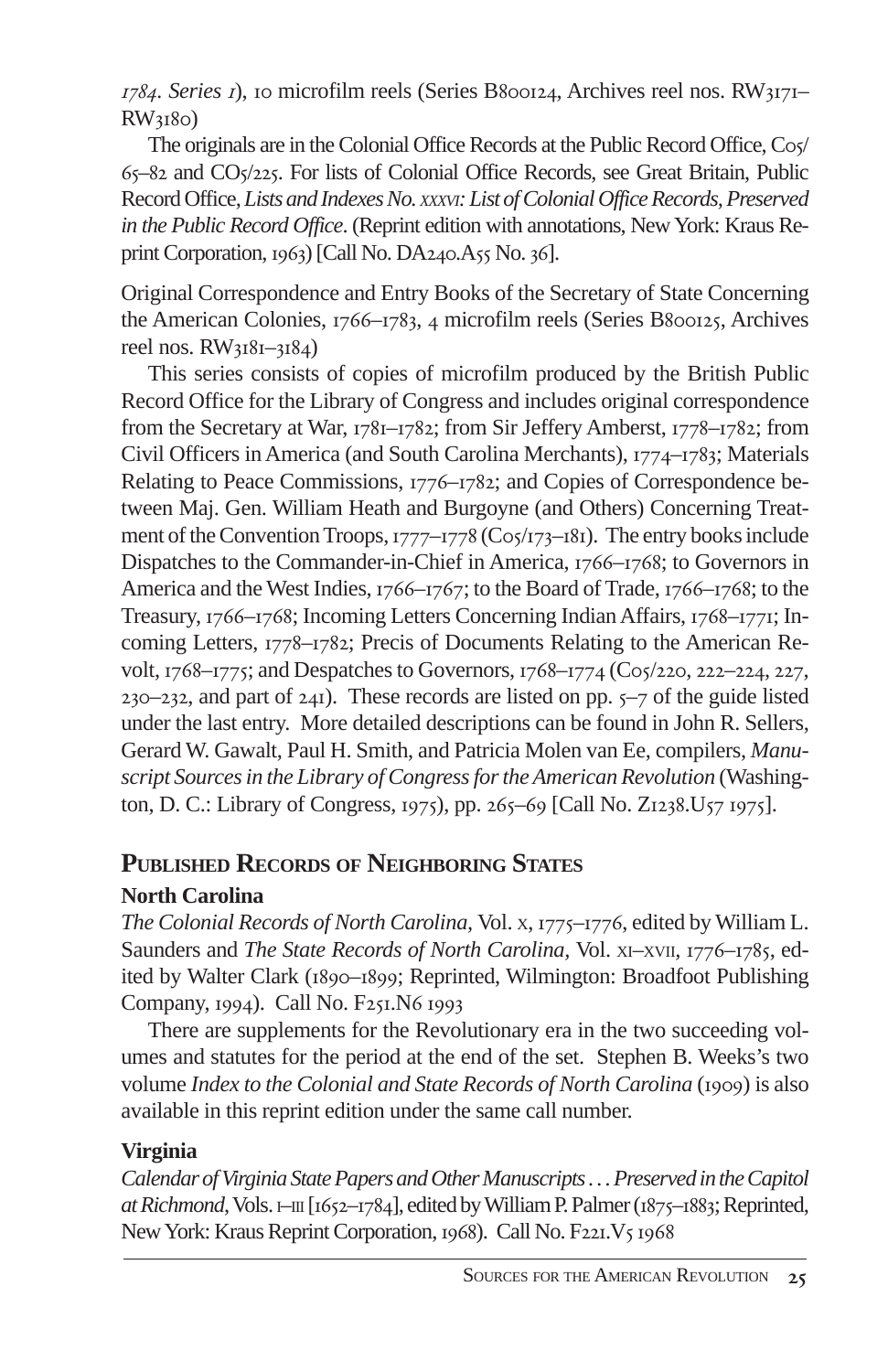*1784. Series 1*), 10 microfilm reels (Series B800124, Archives reel nos. RW3171–RW3180)

The originals are in the Colonial Office Records at the Public Record Office, CO5/65–82 and CO5/225. For lists of Colonial Office Records, see Great Britain, Public Record Office, *Lists and Indexes No. XXXVI: List of Colonial Office Records, Preserved in the Public Record Office*. (Reprint edition with annotations, New York: Kraus Reprint Corporation, 1963) [Call No. DA240.A55 No. 36].

Original Correspondence and Entry Books of the Secretary of State Concerning the American Colonies, 1766–1783, 4 microfilm reels (Series B800125, Archives reel nos. RW3181–3184)

This series consists of copies of microfilm produced by the British Public Record Office for the Library of Congress and includes original correspondence from the Secretary at War, 1781–1782; from Sir Jeffery Amberst, 1778–1782; from Civil Officers in America (and South Carolina Merchants), 1774–1783; Materials Relating to Peace Commissions, 1776–1782; and Copies of Correspondence between Maj. Gen. William Heath and Burgoyne (and Others) Concerning Treatment of the Convention Troops, 1777–1778 (CO5/173–181). The entry books include Dispatches to the Commander-in-Chief in America, 1766–1768; to Governors in America and the West Indies, 1766–1767; to the Board of Trade, 1766–1768; to the Treasury, 1766–1768; Incoming Letters Concerning Indian Affairs, 1768–1771; Incoming Letters, 1778–1782; Precis of Documents Relating to the American Revolt, 1768–1775; and Despatches to Governors, 1768–1774 (CO5/220, 222–224, 227, 230–232, and part of 241). These records are listed on pp. 5–7 of the guide listed under the last entry. More detailed descriptions can be found in John R. Sellers, Gerard W. Gawalt, Paul H. Smith, and Patricia Molen van Ee, compilers, *Manuscript Sources in the Library of Congress for the American Revolution* (Washington, D. C.: Library of Congress, 1975), pp. 265–69 [Call No. Z1238.U57 1975].

## Published Records of Neighboring States

### North Carolina

*The Colonial Records of North Carolina,* Vol. X, 1775–1776, edited by William L. Saunders and *The State Records of North Carolina,* Vol. XI–XVII, 1776–1785, edited by Walter Clark (1890–1899; Reprinted, Wilmington: Broadfoot Publishing Company, 1994). Call No. F251.N6 1993

There are supplements for the Revolutionary era in the two succeeding volumes and statutes for the period at the end of the set. Stephen B. Weeks's two volume *Index to the Colonial and State Records of North Carolina* (1909) is also available in this reprint edition under the same call number.

### Virginia

*Calendar of Virginia State Papers and Other Manuscripts . . . Preserved in the Capitol at Richmond,* Vols. I–III [1652–1784], edited by William P. Palmer (1875–1883; Reprinted, New York: Kraus Reprint Corporation, 1968). Call No. F221.V5 1968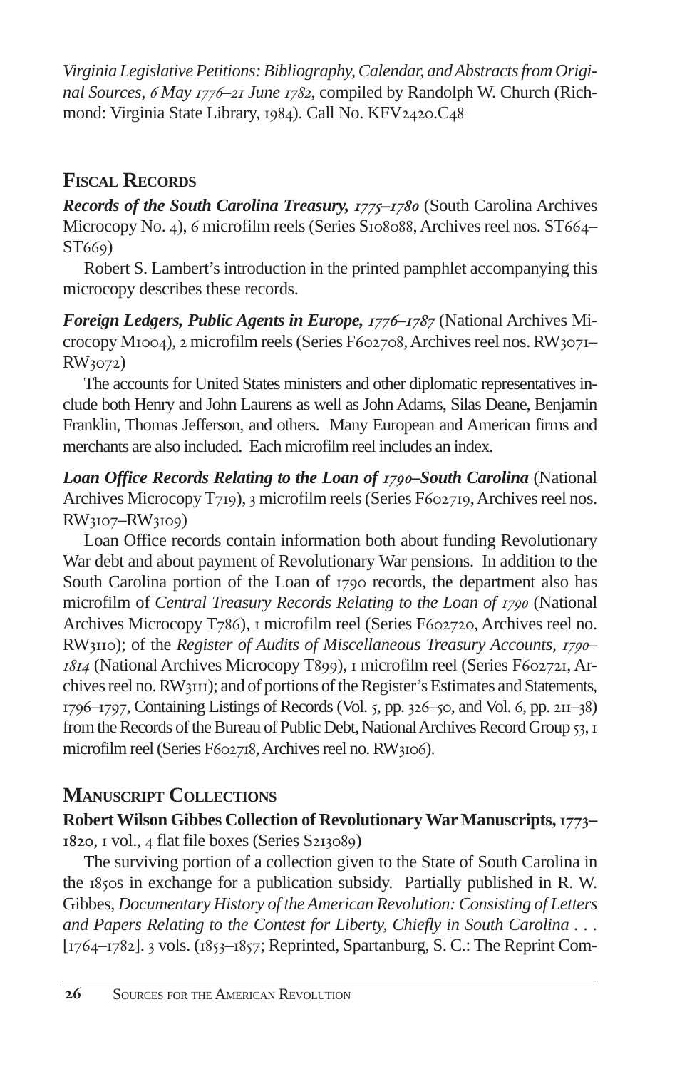*Virginia Legislative Petitions: Bibliography, Calendar, and Abstracts from Original Sources, 6 May 1776–21 June 1782*, compiled by Randolph W. Church (Richmond: Virginia State Library, 1984). Call No. KFV2420.C48

## Fiscal Records

***Records of the South Carolina Treasury, 1775–1780*** (South Carolina Archives Microcopy No. 4), 6 microfilm reels (Series S108088, Archives reel nos. ST664–ST669)

Robert S. Lambert's introduction in the printed pamphlet accompanying this microcopy describes these records.

***Foreign Ledgers, Public Agents in Europe, 1776–1787*** (National Archives Microcopy M1004), 2 microfilm reels (Series F602708, Archives reel nos. RW3071–RW3072)

The accounts for United States ministers and other diplomatic representatives include both Henry and John Laurens as well as John Adams, Silas Deane, Benjamin Franklin, Thomas Jefferson, and others. Many European and American firms and merchants are also included. Each microfilm reel includes an index.

***Loan Office Records Relating to the Loan of 1790–South Carolina*** (National Archives Microcopy T719), 3 microfilm reels (Series F602719, Archives reel nos. RW3107–RW3109)

Loan Office records contain information both about funding Revolutionary War debt and about payment of Revolutionary War pensions. In addition to the South Carolina portion of the Loan of 1790 records, the department also has microfilm of *Central Treasury Records Relating to the Loan of 1790* (National Archives Microcopy T786), 1 microfilm reel (Series F602720, Archives reel no. RW3110); of the *Register of Audits of Miscellaneous Treasury Accounts, 1790–1814* (National Archives Microcopy T899), 1 microfilm reel (Series F602721, Archives reel no. RW3111); and of portions of the Register's Estimates and Statements, 1796–1797, Containing Listings of Records (Vol. 5, pp. 326–50, and Vol. 6, pp. 211–38) from the Records of the Bureau of Public Debt, National Archives Record Group 53, 1 microfilm reel (Series F602718, Archives reel no. RW3106).

## Manuscript Collections

**Robert Wilson Gibbes Collection of Revolutionary War Manuscripts, 1773–1820**, 1 vol., 4 flat file boxes (Series S213089)

The surviving portion of a collection given to the State of South Carolina in the 1850s in exchange for a publication subsidy. Partially published in R. W. Gibbes, *Documentary History of the American Revolution: Consisting of Letters and Papers Relating to the Contest for Liberty, Chiefly in South Carolina . . .* [1764–1782]. 3 vols. (1853–1857; Reprinted, Spartanburg, S. C.: The Reprint Com-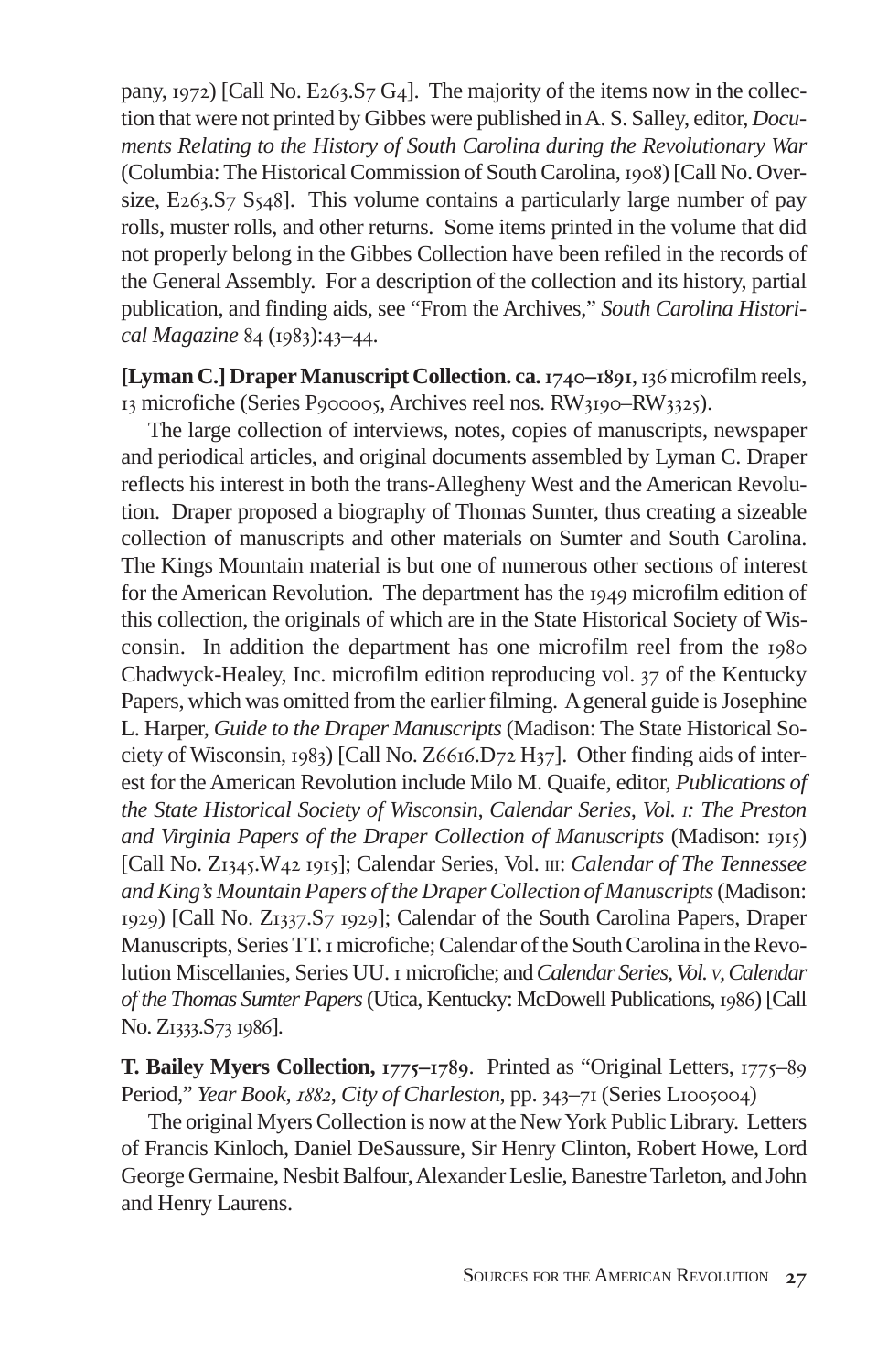pany, 1972) [Call No. E263.S7 G4]. The majority of the items now in the collection that were not printed by Gibbes were published in A. S. Salley, editor, *Documents Relating to the History of South Carolina during the Revolutionary War* (Columbia: The Historical Commission of South Carolina, 1908) [Call No. Oversize, E263.S7 S548]. This volume contains a particularly large number of pay rolls, muster rolls, and other returns. Some items printed in the volume that did not properly belong in the Gibbes Collection have been refiled in the records of the General Assembly. For a description of the collection and its history, partial publication, and finding aids, see "From the Archives," *South Carolina Historical Magazine* 84 (1983):43–44.

**[Lyman C.] Draper Manuscript Collection. ca. 1740–1891**, 136 microfilm reels, 13 microfiche (Series P900005, Archives reel nos. RW3190–RW3325).

The large collection of interviews, notes, copies of manuscripts, newspaper and periodical articles, and original documents assembled by Lyman C. Draper reflects his interest in both the trans-Allegheny West and the American Revolution. Draper proposed a biography of Thomas Sumter, thus creating a sizeable collection of manuscripts and other materials on Sumter and South Carolina. The Kings Mountain material is but one of numerous other sections of interest for the American Revolution. The department has the 1949 microfilm edition of this collection, the originals of which are in the State Historical Society of Wisconsin. In addition the department has one microfilm reel from the 1980 Chadwyck-Healey, Inc. microfilm edition reproducing vol. 37 of the Kentucky Papers, which was omitted from the earlier filming. A general guide is Josephine L. Harper, *Guide to the Draper Manuscripts* (Madison: The State Historical Society of Wisconsin, 1983) [Call No. Z6616.D72 H37]. Other finding aids of interest for the American Revolution include Milo M. Quaife, editor, *Publications of the State Historical Society of Wisconsin, Calendar Series, Vol. I: The Preston and Virginia Papers of the Draper Collection of Manuscripts* (Madison: 1915) [Call No. Z1345.W42 1915]; Calendar Series, Vol. III: *Calendar of The Tennessee and King's Mountain Papers of the Draper Collection of Manuscripts* (Madison: 1929) [Call No. Z1337.S7 1929]; Calendar of the South Carolina Papers, Draper Manuscripts, Series TT. 1 microfiche; Calendar of the South Carolina in the Revolution Miscellanies, Series UU. 1 microfiche; and *Calendar Series, Vol. V, Calendar of the Thomas Sumter Papers* (Utica, Kentucky: McDowell Publications, 1986) [Call No. Z1333.S73 1986].

**T. Bailey Myers Collection, 1775–1789**. Printed as "Original Letters, 1775–89 Period," *Year Book, 1882, City of Charleston*, pp. 343–71 (Series L1005004)

The original Myers Collection is now at the New York Public Library. Letters of Francis Kinloch, Daniel DeSaussure, Sir Henry Clinton, Robert Howe, Lord George Germaine, Nesbit Balfour, Alexander Leslie, Banestre Tarleton, and John and Henry Laurens.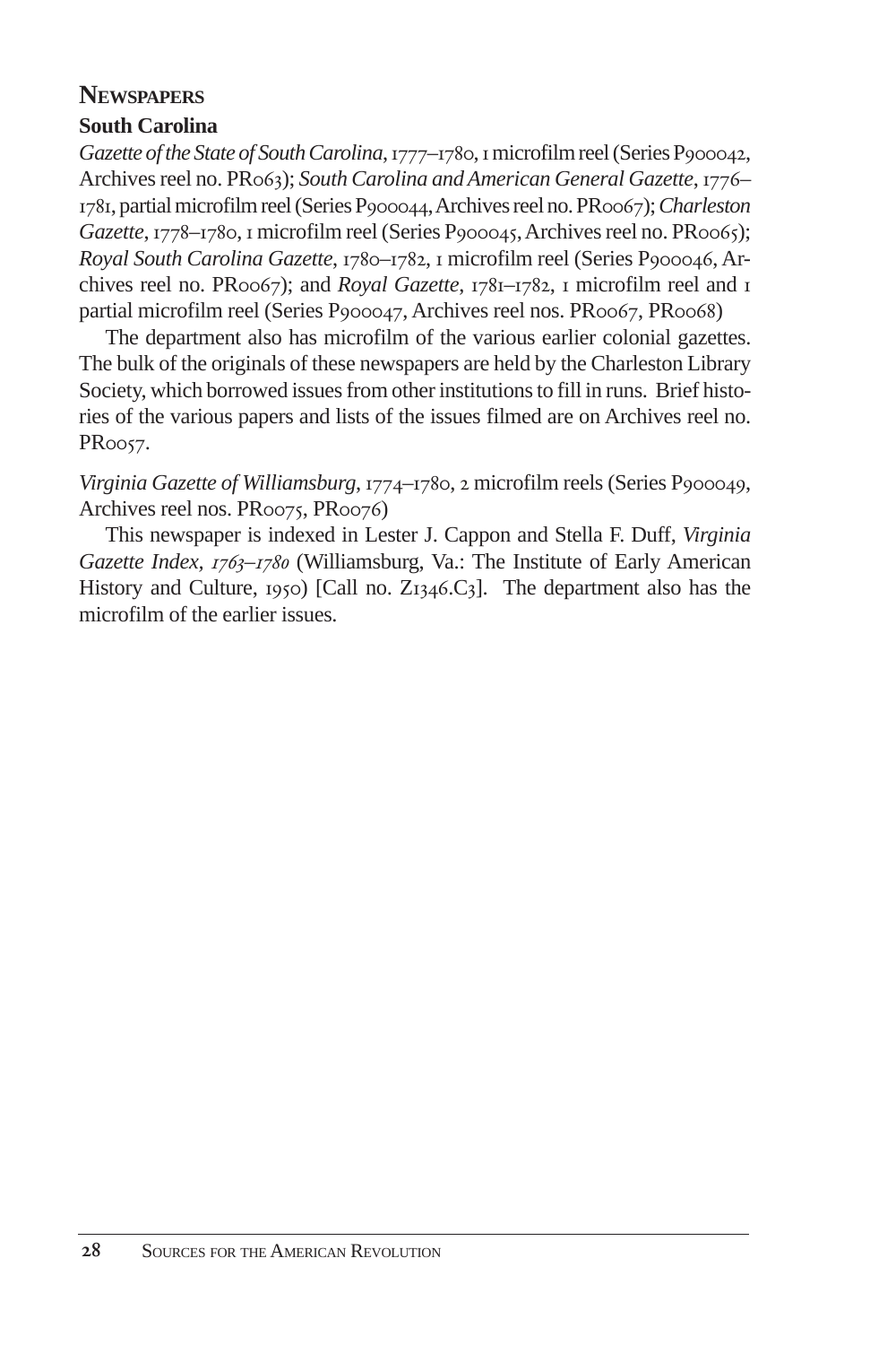## Newspapers

### South Carolina

*Gazette of the State of South Carolina*, 1777–1780, 1 microfilm reel (Series P900042, Archives reel no. PR063); *South Carolina and American General Gazette*, 1776–1781, partial microfilm reel (Series P900044, Archives reel no. PR0067); *Charleston Gazette*, 1778–1780, 1 microfilm reel (Series P900045, Archives reel no. PR0065); *Royal South Carolina Gazette*, 1780–1782, 1 microfilm reel (Series P900046, Archives reel no. PR0067); and *Royal Gazette*, 1781–1782, 1 microfilm reel and 1 partial microfilm reel (Series P900047, Archives reel nos. PR0067, PR0068)

The department also has microfilm of the various earlier colonial gazettes. The bulk of the originals of these newspapers are held by the Charleston Library Society, which borrowed issues from other institutions to fill in runs. Brief histories of the various papers and lists of the issues filmed are on Archives reel no. PR0057.

*Virginia Gazette of Williamsburg*, 1774–1780, 2 microfilm reels (Series P900049, Archives reel nos. PR0075, PR0076)

This newspaper is indexed in Lester J. Cappon and Stella F. Duff, *Virginia Gazette Index, 1763–1780* (Williamsburg, Va.: The Institute of Early American History and Culture, 1950) [Call no. Z1346.C3]. The department also has the microfilm of the earlier issues.